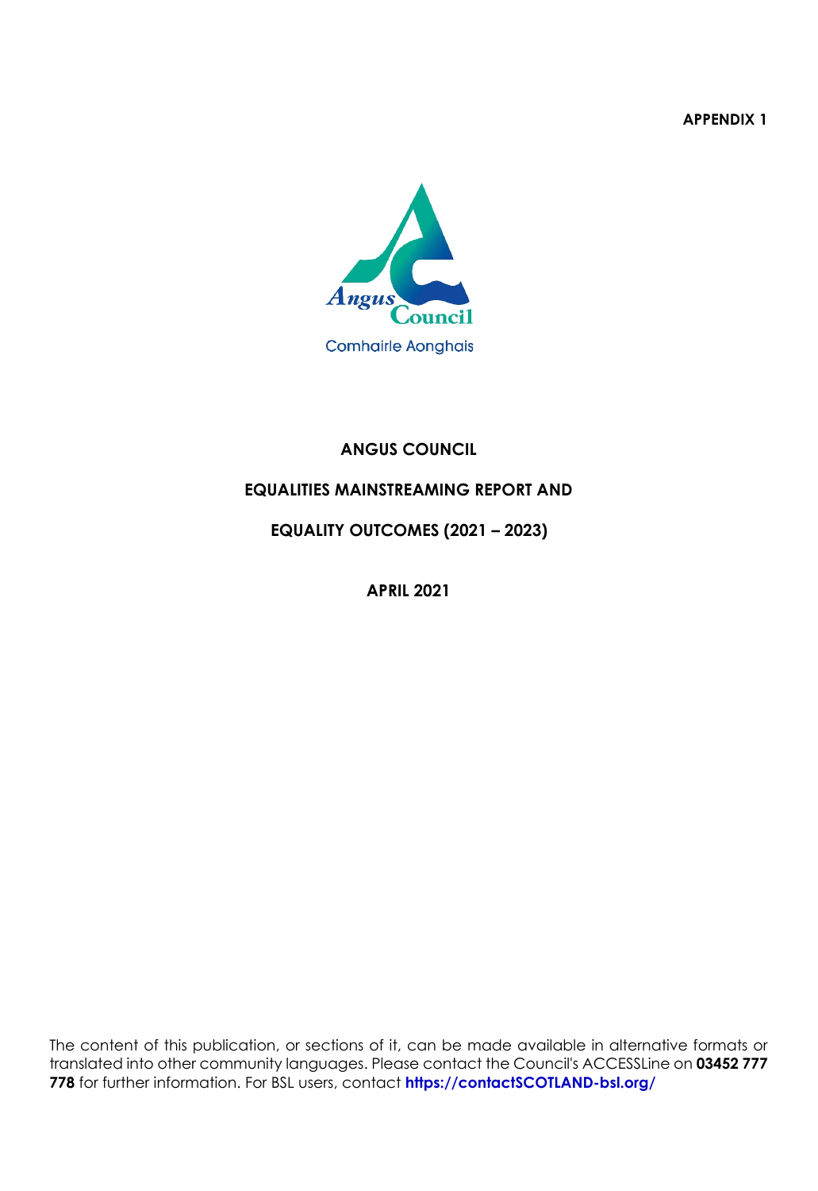**APPENDIX 1**

Angus Council

Comhairle Aonghais

# ANGUS COUNCIL

## EQUALITIES MAINSTREAMING REPORT AND

## EQUALITY OUTCOMES (2021 – 2023)

**APRIL 2021**

The content of this publication, or sections of it, can be made available in alternative formats or translated into other community languages. Please contact the Council's ACCESSLine on **03452 777 778** for further information. For BSL users, contact **https://contactSCOTLAND-bsl.org/**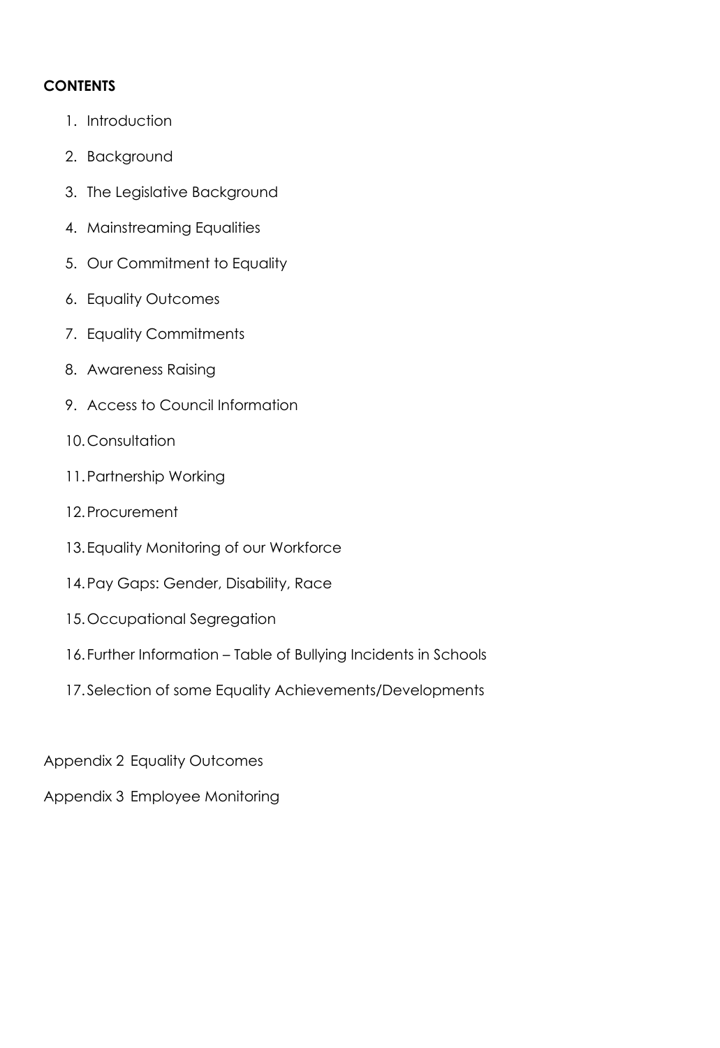**CONTENTS**

1. Introduction
2. Background
3. The Legislative Background
4. Mainstreaming Equalities
5. Our Commitment to Equality
6. Equality Outcomes
7. Equality Commitments
8. Awareness Raising
9. Access to Council Information
10. Consultation
11. Partnership Working
12. Procurement
13. Equality Monitoring of our Workforce
14. Pay Gaps: Gender, Disability, Race
15. Occupational Segregation
16. Further Information – Table of Bullying Incidents in Schools
17. Selection of some Equality Achievements/Developments

Appendix 2 Equality Outcomes

Appendix 3 Employee Monitoring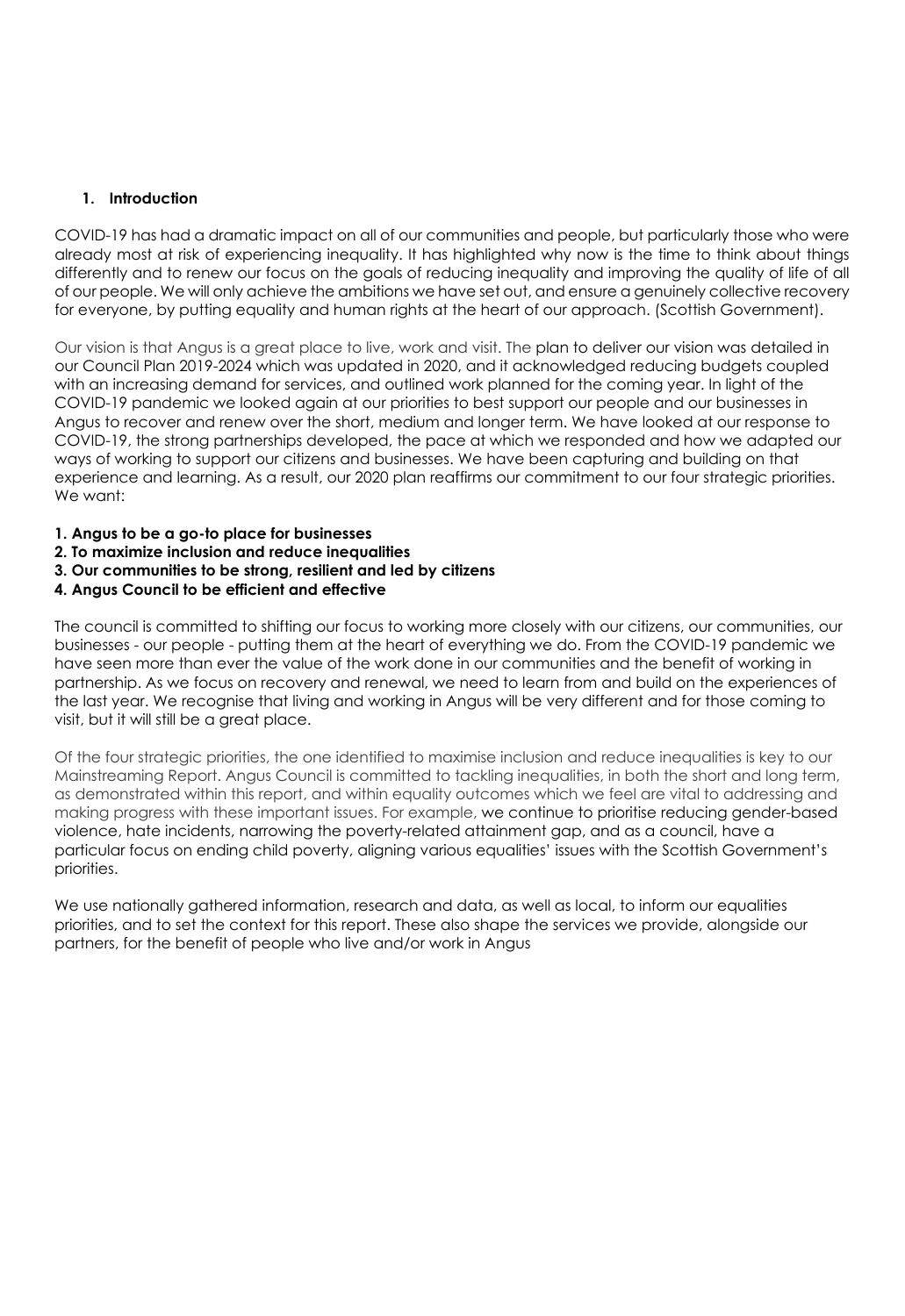## 1. Introduction

COVID-19 has had a dramatic impact on all of our communities and people, but particularly those who were already most at risk of experiencing inequality. It has highlighted why now is the time to think about things differently and to renew our focus on the goals of reducing inequality and improving the quality of life of all of our people. We will only achieve the ambitions we have set out, and ensure a genuinely collective recovery for everyone, by putting equality and human rights at the heart of our approach. (Scottish Government).

Our vision is that Angus is a great place to live, work and visit. The plan to deliver our vision was detailed in our Council Plan 2019-2024 which was updated in 2020, and it acknowledged reducing budgets coupled with an increasing demand for services, and outlined work planned for the coming year. In light of the COVID-19 pandemic we looked again at our priorities to best support our people and our businesses in Angus to recover and renew over the short, medium and longer term. We have looked at our response to COVID-19, the strong partnerships developed, the pace at which we responded and how we adapted our ways of working to support our citizens and businesses. We have been capturing and building on that experience and learning. As a result, our 2020 plan reaffirms our commitment to our four strategic priorities. We want:

**1. Angus to be a go-to place for businesses**
**2. To maximize inclusion and reduce inequalities**
**3. Our communities to be strong, resilient and led by citizens**
**4. Angus Council to be efficient and effective**

The council is committed to shifting our focus to working more closely with our citizens, our communities, our businesses - our people - putting them at the heart of everything we do. From the COVID-19 pandemic we have seen more than ever the value of the work done in our communities and the benefit of working in partnership. As we focus on recovery and renewal, we need to learn from and build on the experiences of the last year. We recognise that living and working in Angus will be very different and for those coming to visit, but it will still be a great place.

Of the four strategic priorities, the one identified to maximise inclusion and reduce inequalities is key to our Mainstreaming Report. Angus Council is committed to tackling inequalities, in both the short and long term, as demonstrated within this report, and within equality outcomes which we feel are vital to addressing and making progress with these important issues. For example, we continue to prioritise reducing gender-based violence, hate incidents, narrowing the poverty-related attainment gap, and as a council, have a particular focus on ending child poverty, aligning various equalities' issues with the Scottish Government's priorities.

We use nationally gathered information, research and data, as well as local, to inform our equalities priorities, and to set the context for this report. These also shape the services we provide, alongside our partners, for the benefit of people who live and/or work in Angus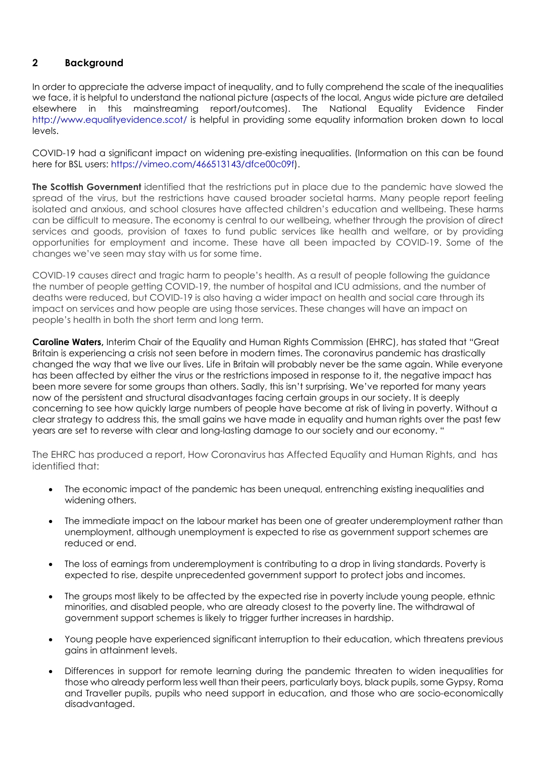## 2 Background

In order to appreciate the adverse impact of inequality, and to fully comprehend the scale of the inequalities we face, it is helpful to understand the national picture (aspects of the local, Angus wide picture are detailed elsewhere in this mainstreaming report/outcomes). The National Equality Evidence Finder http://www.equalityevidence.scot/ is helpful in providing some equality information broken down to local levels.

COVID-19 had a significant impact on widening pre-existing inequalities. (Information on this can be found here for BSL users: https://vimeo.com/466513143/dfce00c09f).

**The Scottish Government** identified that the restrictions put in place due to the pandemic have slowed the spread of the virus, but the restrictions have caused broader societal harms. Many people report feeling isolated and anxious, and school closures have affected children's education and wellbeing. These harms can be difficult to measure. The economy is central to our wellbeing, whether through the provision of direct services and goods, provision of taxes to fund public services like health and welfare, or by providing opportunities for employment and income. These have all been impacted by COVID-19. Some of the changes we've seen may stay with us for some time.

COVID-19 causes direct and tragic harm to people's health. As a result of people following the guidance the number of people getting COVID-19, the number of hospital and ICU admissions, and the number of deaths were reduced, but COVID-19 is also having a wider impact on health and social care through its impact on services and how people are using those services. These changes will have an impact on people's health in both the short term and long term.

**Caroline Waters,** Interim Chair of the Equality and Human Rights Commission (EHRC), has stated that "Great Britain is experiencing a crisis not seen before in modern times. The coronavirus pandemic has drastically changed the way that we live our lives. Life in Britain will probably never be the same again. While everyone has been affected by either the virus or the restrictions imposed in response to it, the negative impact has been more severe for some groups than others. Sadly, this isn't surprising. We've reported for many years now of the persistent and structural disadvantages facing certain groups in our society. It is deeply concerning to see how quickly large numbers of people have become at risk of living in poverty. Without a clear strategy to address this, the small gains we have made in equality and human rights over the past few years are set to reverse with clear and long-lasting damage to our society and our economy. "

The EHRC has produced a report, How Coronavirus has Affected Equality and Human Rights, and has identified that:

- The economic impact of the pandemic has been unequal, entrenching existing inequalities and widening others.
- The immediate impact on the labour market has been one of greater underemployment rather than unemployment, although unemployment is expected to rise as government support schemes are reduced or end.
- The loss of earnings from underemployment is contributing to a drop in living standards. Poverty is expected to rise, despite unprecedented government support to protect jobs and incomes.
- The groups most likely to be affected by the expected rise in poverty include young people, ethnic minorities, and disabled people, who are already closest to the poverty line. The withdrawal of government support schemes is likely to trigger further increases in hardship.
- Young people have experienced significant interruption to their education, which threatens previous gains in attainment levels.
- Differences in support for remote learning during the pandemic threaten to widen inequalities for those who already perform less well than their peers, particularly boys, black pupils, some Gypsy, Roma and Traveller pupils, pupils who need support in education, and those who are socio-economically disadvantaged.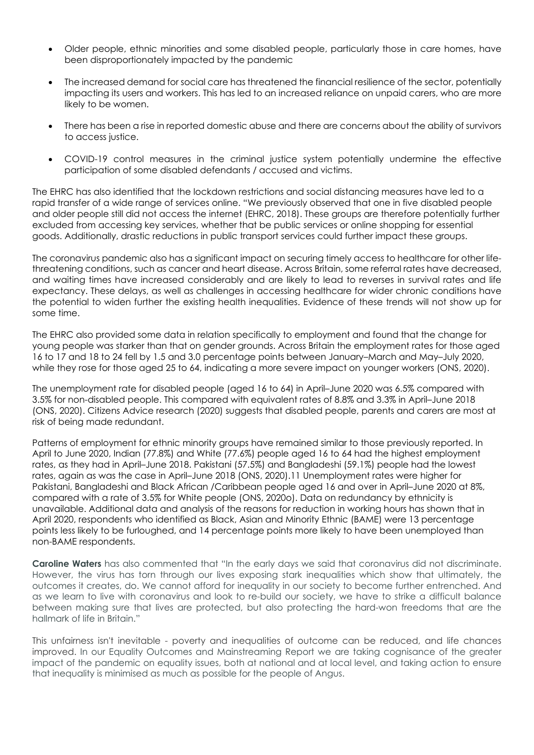- Older people, ethnic minorities and some disabled people, particularly those in care homes, have been disproportionately impacted by the pandemic
- The increased demand for social care has threatened the financial resilience of the sector, potentially impacting its users and workers. This has led to an increased reliance on unpaid carers, who are more likely to be women.
- There has been a rise in reported domestic abuse and there are concerns about the ability of survivors to access justice.
- COVID-19 control measures in the criminal justice system potentially undermine the effective participation of some disabled defendants / accused and victims.

The EHRC has also identified that the lockdown restrictions and social distancing measures have led to a rapid transfer of a wide range of services online. "We previously observed that one in five disabled people and older people still did not access the internet (EHRC, 2018). These groups are therefore potentially further excluded from accessing key services, whether that be public services or online shopping for essential goods. Additionally, drastic reductions in public transport services could further impact these groups.

The coronavirus pandemic also has a significant impact on securing timely access to healthcare for other life-threatening conditions, such as cancer and heart disease. Across Britain, some referral rates have decreased, and waiting times have increased considerably and are likely to lead to reverses in survival rates and life expectancy. These delays, as well as challenges in accessing healthcare for wider chronic conditions have the potential to widen further the existing health inequalities. Evidence of these trends will not show up for some time.

The EHRC also provided some data in relation specifically to employment and found that the change for young people was starker than that on gender grounds. Across Britain the employment rates for those aged 16 to 17 and 18 to 24 fell by 1.5 and 3.0 percentage points between January–March and May–July 2020, while they rose for those aged 25 to 64, indicating a more severe impact on younger workers (ONS, 2020).

The unemployment rate for disabled people (aged 16 to 64) in April–June 2020 was 6.5% compared with 3.5% for non-disabled people. This compared with equivalent rates of 8.8% and 3.3% in April–June 2018 (ONS, 2020). Citizens Advice research (2020) suggests that disabled people, parents and carers are most at risk of being made redundant.

Patterns of employment for ethnic minority groups have remained similar to those previously reported. In April to June 2020, Indian (77.8%) and White (77.6%) people aged 16 to 64 had the highest employment rates, as they had in April–June 2018. Pakistani (57.5%) and Bangladeshi (59.1%) people had the lowest rates, again as was the case in April–June 2018 (ONS, 2020).11 Unemployment rates were higher for Pakistani, Bangladeshi and Black African /Caribbean people aged 16 and over in April–June 2020 at 8%, compared with a rate of 3.5% for White people (ONS, 2020o). Data on redundancy by ethnicity is unavailable. Additional data and analysis of the reasons for reduction in working hours has shown that in April 2020, respondents who identified as Black, Asian and Minority Ethnic (BAME) were 13 percentage points less likely to be furloughed, and 14 percentage points more likely to have been unemployed than non-BAME respondents.

**Caroline Waters** has also commented that "In the early days we said that coronavirus did not discriminate. However, the virus has torn through our lives exposing stark inequalities which show that ultimately, the outcomes it creates, do. We cannot afford for inequality in our society to become further entrenched. And as we learn to live with coronavirus and look to re-build our society, we have to strike a difficult balance between making sure that lives are protected, but also protecting the hard-won freedoms that are the hallmark of life in Britain."

This unfairness isn't inevitable - poverty and inequalities of outcome can be reduced, and life chances improved. In our Equality Outcomes and Mainstreaming Report we are taking cognisance of the greater impact of the pandemic on equality issues, both at national and at local level, and taking action to ensure that inequality is minimised as much as possible for the people of Angus.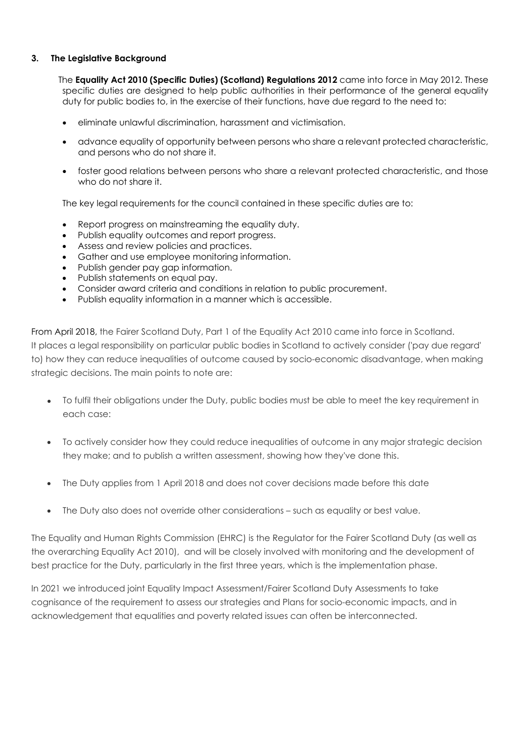### 3. The Legislative Background

The **Equality Act 2010 (Specific Duties) (Scotland) Regulations 2012** came into force in May 2012. These specific duties are designed to help public authorities in their performance of the general equality duty for public bodies to, in the exercise of their functions, have due regard to the need to:

- eliminate unlawful discrimination, harassment and victimisation.
- advance equality of opportunity between persons who share a relevant protected characteristic, and persons who do not share it.
- foster good relations between persons who share a relevant protected characteristic, and those who do not share it.

The key legal requirements for the council contained in these specific duties are to:

- Report progress on mainstreaming the equality duty.
- Publish equality outcomes and report progress.
- Assess and review policies and practices.
- Gather and use employee monitoring information.
- Publish gender pay gap information.
- Publish statements on equal pay.
- Consider award criteria and conditions in relation to public procurement.
- Publish equality information in a manner which is accessible.

From April 2018, the Fairer Scotland Duty, Part 1 of the Equality Act 2010 came into force in Scotland. It places a legal responsibility on particular public bodies in Scotland to actively consider ('pay due regard' to) how they can reduce inequalities of outcome caused by socio-economic disadvantage, when making strategic decisions. The main points to note are:

- To fulfil their obligations under the Duty, public bodies must be able to meet the key requirement in each case:
- To actively consider how they could reduce inequalities of outcome in any major strategic decision they make; and to publish a written assessment, showing how they've done this.
- The Duty applies from 1 April 2018 and does not cover decisions made before this date
- The Duty also does not override other considerations – such as equality or best value.

The Equality and Human Rights Commission (EHRC) is the Regulator for the Fairer Scotland Duty (as well as the overarching Equality Act 2010), and will be closely involved with monitoring and the development of best practice for the Duty, particularly in the first three years, which is the implementation phase.

In 2021 we introduced joint Equality Impact Assessment/Fairer Scotland Duty Assessments to take cognisance of the requirement to assess our strategies and Plans for socio-economic impacts, and in acknowledgement that equalities and poverty related issues can often be interconnected.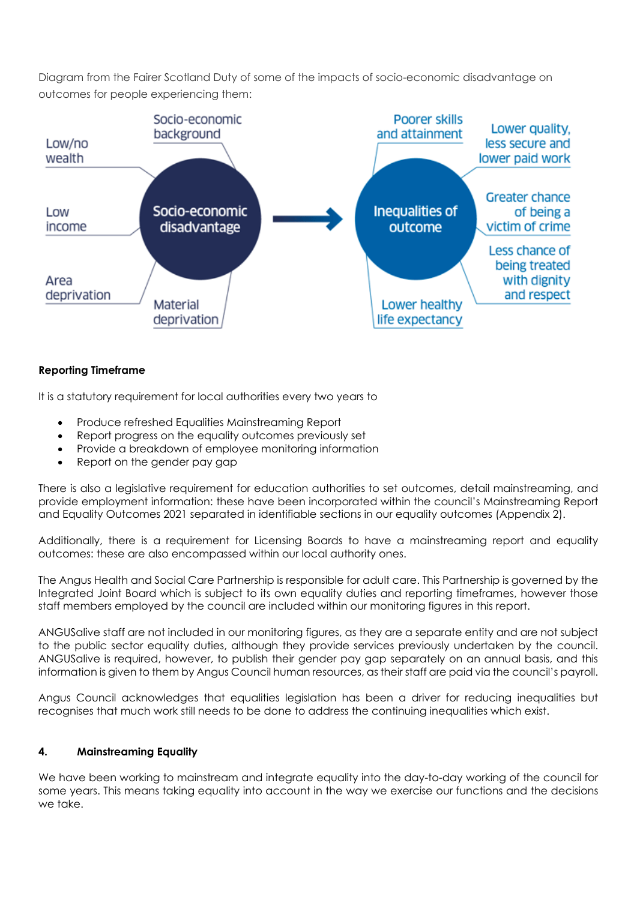Diagram from the Fairer Scotland Duty of some of the impacts of socio-economic disadvantage on outcomes for people experiencing them:

Socio-economic background
Low/no wealth
Low income
Area deprivation
Material deprivation

Socio-economic disadvantage → Inequalities of outcome

Poorer skills and attainment
Lower quality, less secure and lower paid work
Greater chance of being a victim of crime
Less chance of being treated with dignity and respect
Lower healthy life expectancy

**Reporting Timeframe**

It is a statutory requirement for local authorities every two years to

- Produce refreshed Equalities Mainstreaming Report
- Report progress on the equality outcomes previously set
- Provide a breakdown of employee monitoring information
- Report on the gender pay gap

There is also a legislative requirement for education authorities to set outcomes, detail mainstreaming, and provide employment information: these have been incorporated within the council's Mainstreaming Report and Equality Outcomes 2021 separated in identifiable sections in our equality outcomes (Appendix 2).

Additionally, there is a requirement for Licensing Boards to have a mainstreaming report and equality outcomes: these are also encompassed within our local authority ones.

The Angus Health and Social Care Partnership is responsible for adult care. This Partnership is governed by the Integrated Joint Board which is subject to its own equality duties and reporting timeframes, however those staff members employed by the council are included within our monitoring figures in this report.

ANGUSalive staff are not included in our monitoring figures, as they are a separate entity and are not subject to the public sector equality duties, although they provide services previously undertaken by the council. ANGUSalive is required, however, to publish their gender pay gap separately on an annual basis, and this information is given to them by Angus Council human resources, as their staff are paid via the council's payroll.

Angus Council acknowledges that equalities legislation has been a driver for reducing inequalities but recognises that much work still needs to be done to address the continuing inequalities which exist.

## 4. Mainstreaming Equality

We have been working to mainstream and integrate equality into the day-to-day working of the council for some years. This means taking equality into account in the way we exercise our functions and the decisions we take.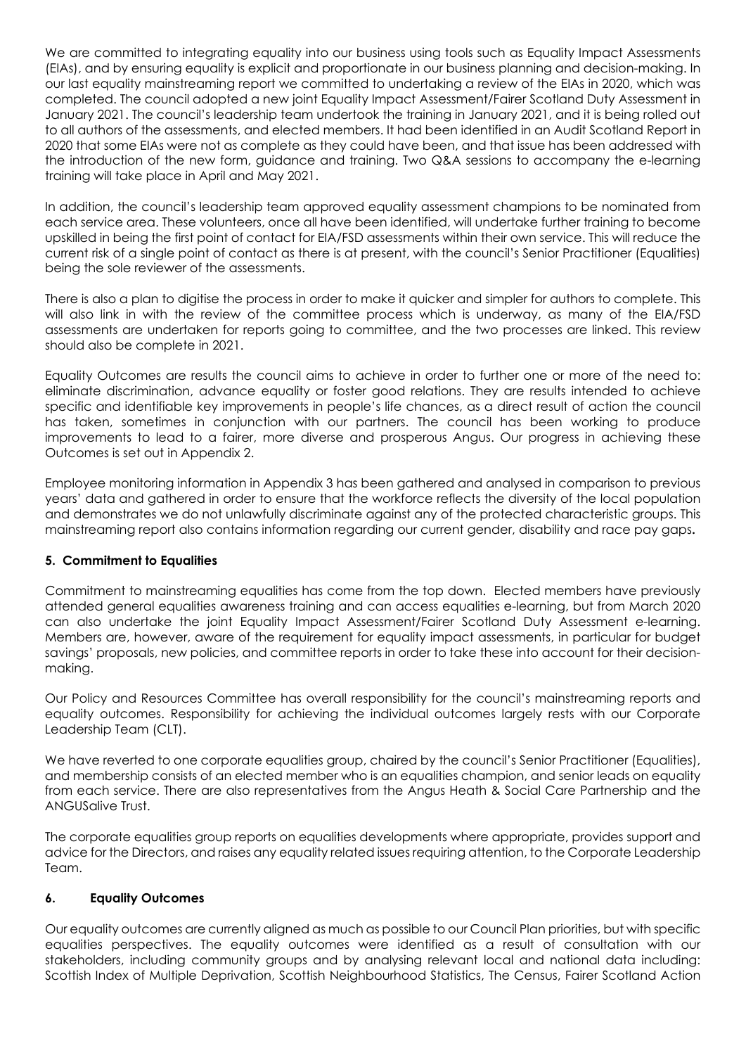We are committed to integrating equality into our business using tools such as Equality Impact Assessments (EIAs), and by ensuring equality is explicit and proportionate in our business planning and decision-making. In our last equality mainstreaming report we committed to undertaking a review of the EIAs in 2020, which was completed. The council adopted a new joint Equality Impact Assessment/Fairer Scotland Duty Assessment in January 2021. The council's leadership team undertook the training in January 2021, and it is being rolled out to all authors of the assessments, and elected members. It had been identified in an Audit Scotland Report in 2020 that some EIAs were not as complete as they could have been, and that issue has been addressed with the introduction of the new form, guidance and training. Two Q&A sessions to accompany the e-learning training will take place in April and May 2021.

In addition, the council's leadership team approved equality assessment champions to be nominated from each service area. These volunteers, once all have been identified, will undertake further training to become upskilled in being the first point of contact for EIA/FSD assessments within their own service. This will reduce the current risk of a single point of contact as there is at present, with the council's Senior Practitioner (Equalities) being the sole reviewer of the assessments.

There is also a plan to digitise the process in order to make it quicker and simpler for authors to complete. This will also link in with the review of the committee process which is underway, as many of the EIA/FSD assessments are undertaken for reports going to committee, and the two processes are linked. This review should also be complete in 2021.

Equality Outcomes are results the council aims to achieve in order to further one or more of the need to: eliminate discrimination, advance equality or foster good relations. They are results intended to achieve specific and identifiable key improvements in people's life chances, as a direct result of action the council has taken, sometimes in conjunction with our partners. The council has been working to produce improvements to lead to a fairer, more diverse and prosperous Angus. Our progress in achieving these Outcomes is set out in Appendix 2.

Employee monitoring information in Appendix 3 has been gathered and analysed in comparison to previous years' data and gathered in order to ensure that the workforce reflects the diversity of the local population and demonstrates we do not unlawfully discriminate against any of the protected characteristic groups. This mainstreaming report also contains information regarding our current gender, disability and race pay gaps**.**

## 5. Commitment to Equalities

Commitment to mainstreaming equalities has come from the top down. Elected members have previously attended general equalities awareness training and can access equalities e-learning, but from March 2020 can also undertake the joint Equality Impact Assessment/Fairer Scotland Duty Assessment e-learning. Members are, however, aware of the requirement for equality impact assessments, in particular for budget savings' proposals, new policies, and committee reports in order to take these into account for their decision-making.

Our Policy and Resources Committee has overall responsibility for the council's mainstreaming reports and equality outcomes. Responsibility for achieving the individual outcomes largely rests with our Corporate Leadership Team (CLT).

We have reverted to one corporate equalities group, chaired by the council's Senior Practitioner (Equalities), and membership consists of an elected member who is an equalities champion, and senior leads on equality from each service. There are also representatives from the Angus Heath & Social Care Partnership and the ANGUSalive Trust.

The corporate equalities group reports on equalities developments where appropriate, provides support and advice for the Directors, and raises any equality related issues requiring attention, to the Corporate Leadership Team.

## 6. Equality Outcomes

Our equality outcomes are currently aligned as much as possible to our Council Plan priorities, but with specific equalities perspectives. The equality outcomes were identified as a result of consultation with our stakeholders, including community groups and by analysing relevant local and national data including: Scottish Index of Multiple Deprivation, Scottish Neighbourhood Statistics, The Census, Fairer Scotland Action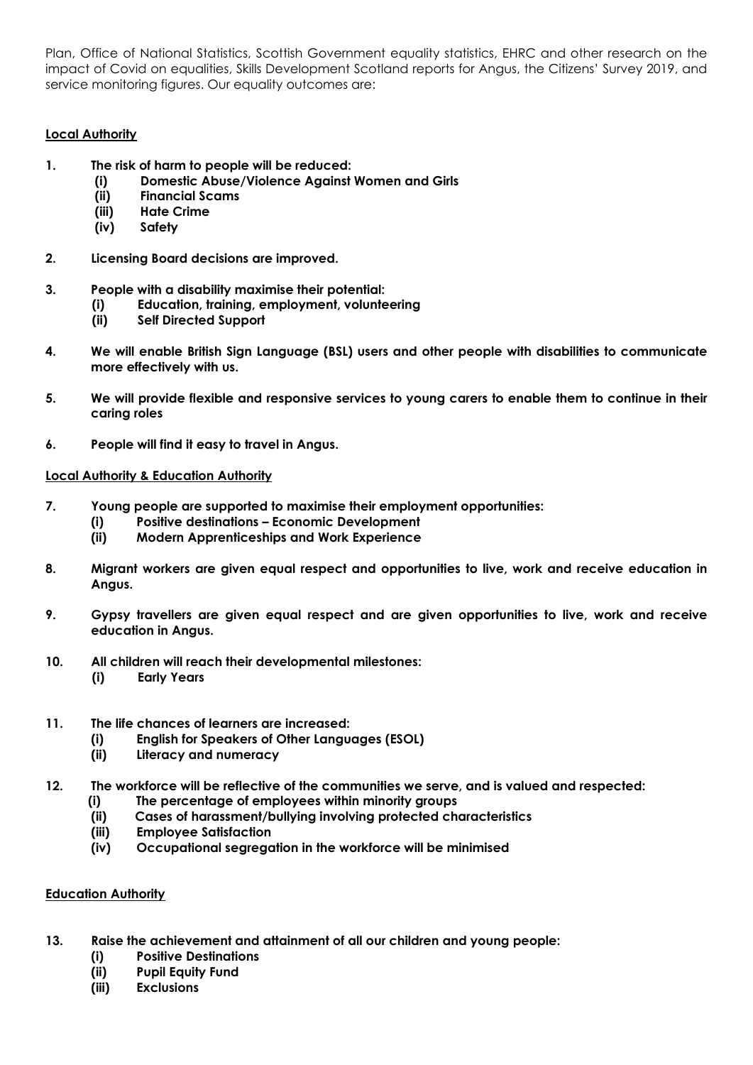Plan, Office of National Statistics, Scottish Government equality statistics, EHRC and other research on the impact of Covid on equalities, Skills Development Scotland reports for Angus, the Citizens' Survey 2019, and service monitoring figures. Our equality outcomes are:

**Local Authority**

1. **The risk of harm to people will be reduced:**
   - **(i) Domestic Abuse/Violence Against Women and Girls**
   - **(ii) Financial Scams**
   - **(iii) Hate Crime**
   - **(iv) Safety**

2. **Licensing Board decisions are improved.**

3. **People with a disability maximise their potential:**
   - **(i) Education, training, employment, volunteering**
   - **(ii) Self Directed Support**

4. **We will enable British Sign Language (BSL) users and other people with disabilities to communicate more effectively with us.**

5. **We will provide flexible and responsive services to young carers to enable them to continue in their caring roles**

6. **People will find it easy to travel in Angus.**

**Local Authority & Education Authority**

7. **Young people are supported to maximise their employment opportunities:**
   - **(i) Positive destinations – Economic Development**
   - **(ii) Modern Apprenticeships and Work Experience**

8. **Migrant workers are given equal respect and opportunities to live, work and receive education in Angus.**

9. **Gypsy travellers are given equal respect and are given opportunities to live, work and receive education in Angus.**

10. **All children will reach their developmental milestones:**
    - **(i) Early Years**

11. **The life chances of learners are increased:**
    - **(i) English for Speakers of Other Languages (ESOL)**
    - **(ii) Literacy and numeracy**

12. **The workforce will be reflective of the communities we serve, and is valued and respected:**
    - **(i) The percentage of employees within minority groups**
    - **(ii) Cases of harassment/bullying involving protected characteristics**
    - **(iii) Employee Satisfaction**
    - **(iv) Occupational segregation in the workforce will be minimised**

**Education Authority**

13. **Raise the achievement and attainment of all our children and young people:**
    - **(i) Positive Destinations**
    - **(ii) Pupil Equity Fund**
    - **(iii) Exclusions**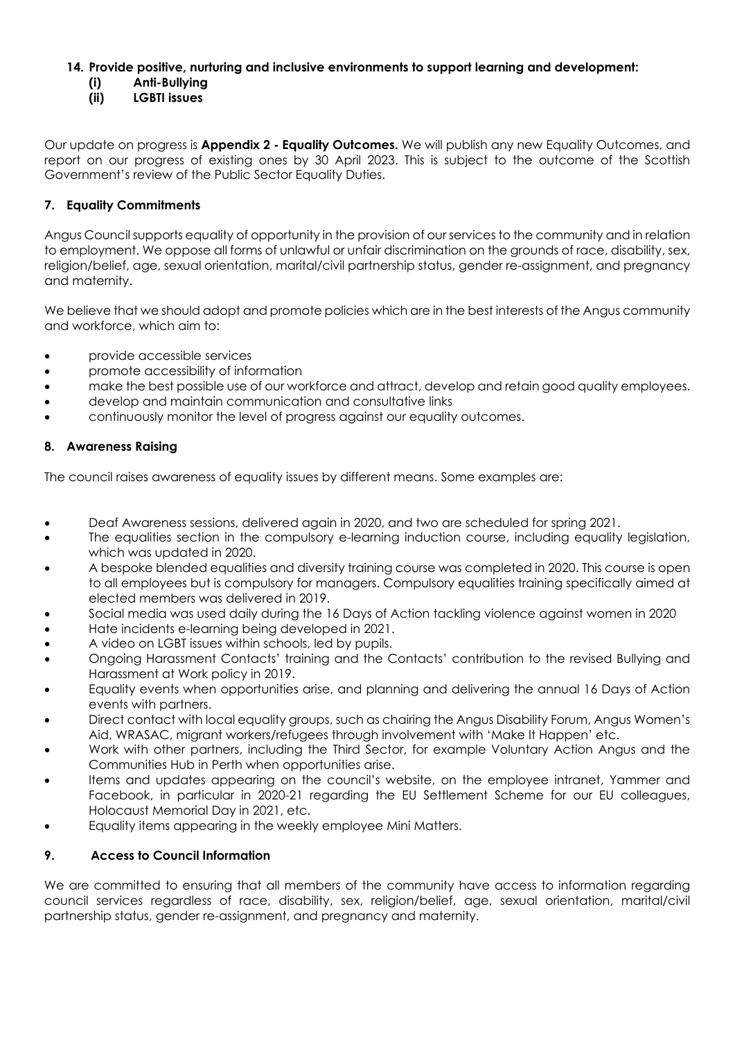14. **Provide positive, nurturing and inclusive environments to support learning and development:**
    - **(i) Anti-Bullying**
    - **(ii) LGBTI issues**

Our update on progress is **Appendix 2 - Equality Outcomes.** We will publish any new Equality Outcomes, and report on our progress of existing ones by 30 April 2023. This is subject to the outcome of the Scottish Government's review of the Public Sector Equality Duties.

## 7. Equality Commitments

Angus Council supports equality of opportunity in the provision of our services to the community and in relation to employment. We oppose all forms of unlawful or unfair discrimination on the grounds of race, disability, sex, religion/belief, age, sexual orientation, marital/civil partnership status, gender re-assignment, and pregnancy and maternity.

We believe that we should adopt and promote policies which are in the best interests of the Angus community and workforce, which aim to:

- provide accessible services
- promote accessibility of information
- make the best possible use of our workforce and attract, develop and retain good quality employees.
- develop and maintain communication and consultative links
- continuously monitor the level of progress against our equality outcomes.

## 8. Awareness Raising

The council raises awareness of equality issues by different means. Some examples are:

- Deaf Awareness sessions, delivered again in 2020, and two are scheduled for spring 2021.
- The equalities section in the compulsory e-learning induction course, including equality legislation, which was updated in 2020.
- A bespoke blended equalities and diversity training course was completed in 2020. This course is open to all employees but is compulsory for managers. Compulsory equalities training specifically aimed at elected members was delivered in 2019.
- Social media was used daily during the 16 Days of Action tackling violence against women in 2020
- Hate incidents e-learning being developed in 2021.
- A video on LGBT issues within schools, led by pupils.
- Ongoing Harassment Contacts' training and the Contacts' contribution to the revised Bullying and Harassment at Work policy in 2019.
- Equality events when opportunities arise, and planning and delivering the annual 16 Days of Action events with partners.
- Direct contact with local equality groups, such as chairing the Angus Disability Forum, Angus Women's Aid, WRASAC, migrant workers/refugees through involvement with 'Make It Happen' etc.
- Work with other partners, including the Third Sector, for example Voluntary Action Angus and the Communities Hub in Perth when opportunities arise.
- Items and updates appearing on the council's website, on the employee intranet, Yammer and Facebook, in particular in 2020-21 regarding the EU Settlement Scheme for our EU colleagues, Holocaust Memorial Day in 2021, etc.
- Equality items appearing in the weekly employee Mini Matters.

## 9. Access to Council Information

We are committed to ensuring that all members of the community have access to information regarding council services regardless of race, disability, sex, religion/belief, age, sexual orientation, marital/civil partnership status, gender re-assignment, and pregnancy and maternity.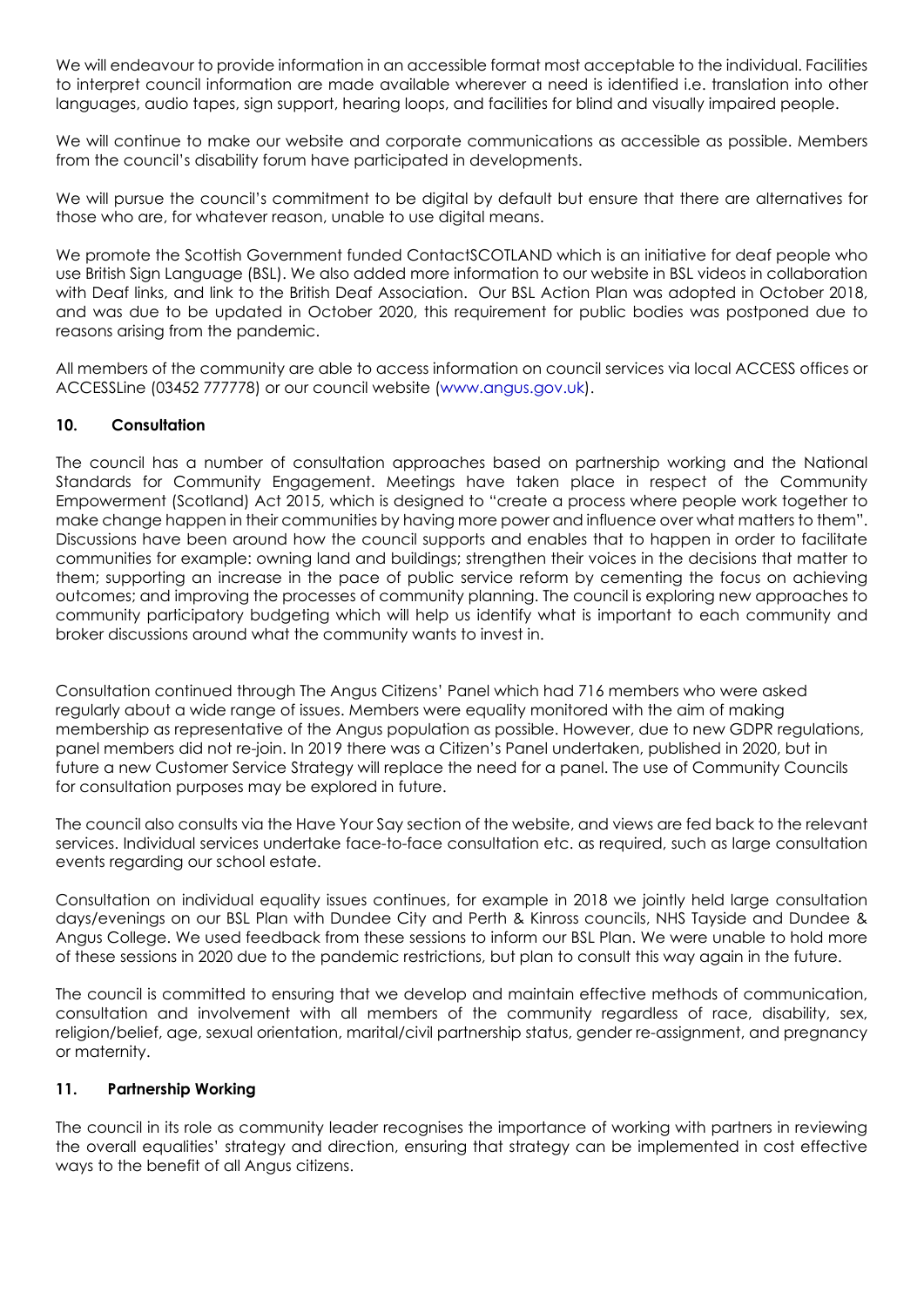We will endeavour to provide information in an accessible format most acceptable to the individual. Facilities to interpret council information are made available wherever a need is identified i.e. translation into other languages, audio tapes, sign support, hearing loops, and facilities for blind and visually impaired people.

We will continue to make our website and corporate communications as accessible as possible. Members from the council's disability forum have participated in developments.

We will pursue the council's commitment to be digital by default but ensure that there are alternatives for those who are, for whatever reason, unable to use digital means.

We promote the Scottish Government funded ContactSCOTLAND which is an initiative for deaf people who use British Sign Language (BSL). We also added more information to our website in BSL videos in collaboration with Deaf links, and link to the British Deaf Association. Our BSL Action Plan was adopted in October 2018, and was due to be updated in October 2020, this requirement for public bodies was postponed due to reasons arising from the pandemic.

All members of the community are able to access information on council services via local ACCESS offices or ACCESSLine (03452 777778) or our council website (www.angus.gov.uk).

## 10. Consultation

The council has a number of consultation approaches based on partnership working and the National Standards for Community Engagement. Meetings have taken place in respect of the Community Empowerment (Scotland) Act 2015, which is designed to "create a process where people work together to make change happen in their communities by having more power and influence over what matters to them". Discussions have been around how the council supports and enables that to happen in order to facilitate communities for example: owning land and buildings; strengthen their voices in the decisions that matter to them; supporting an increase in the pace of public service reform by cementing the focus on achieving outcomes; and improving the processes of community planning. The council is exploring new approaches to community participatory budgeting which will help us identify what is important to each community and broker discussions around what the community wants to invest in.

Consultation continued through The Angus Citizens' Panel which had 716 members who were asked regularly about a wide range of issues. Members were equality monitored with the aim of making membership as representative of the Angus population as possible. However, due to new GDPR regulations, panel members did not re-join. In 2019 there was a Citizen's Panel undertaken, published in 2020, but in future a new Customer Service Strategy will replace the need for a panel. The use of Community Councils for consultation purposes may be explored in future.

The council also consults via the Have Your Say section of the website, and views are fed back to the relevant services. Individual services undertake face-to-face consultation etc. as required, such as large consultation events regarding our school estate.

Consultation on individual equality issues continues, for example in 2018 we jointly held large consultation days/evenings on our BSL Plan with Dundee City and Perth & Kinross councils, NHS Tayside and Dundee & Angus College. We used feedback from these sessions to inform our BSL Plan. We were unable to hold more of these sessions in 2020 due to the pandemic restrictions, but plan to consult this way again in the future.

The council is committed to ensuring that we develop and maintain effective methods of communication, consultation and involvement with all members of the community regardless of race, disability, sex, religion/belief, age, sexual orientation, marital/civil partnership status, gender re-assignment, and pregnancy or maternity.

## 11. Partnership Working

The council in its role as community leader recognises the importance of working with partners in reviewing the overall equalities' strategy and direction, ensuring that strategy can be implemented in cost effective ways to the benefit of all Angus citizens.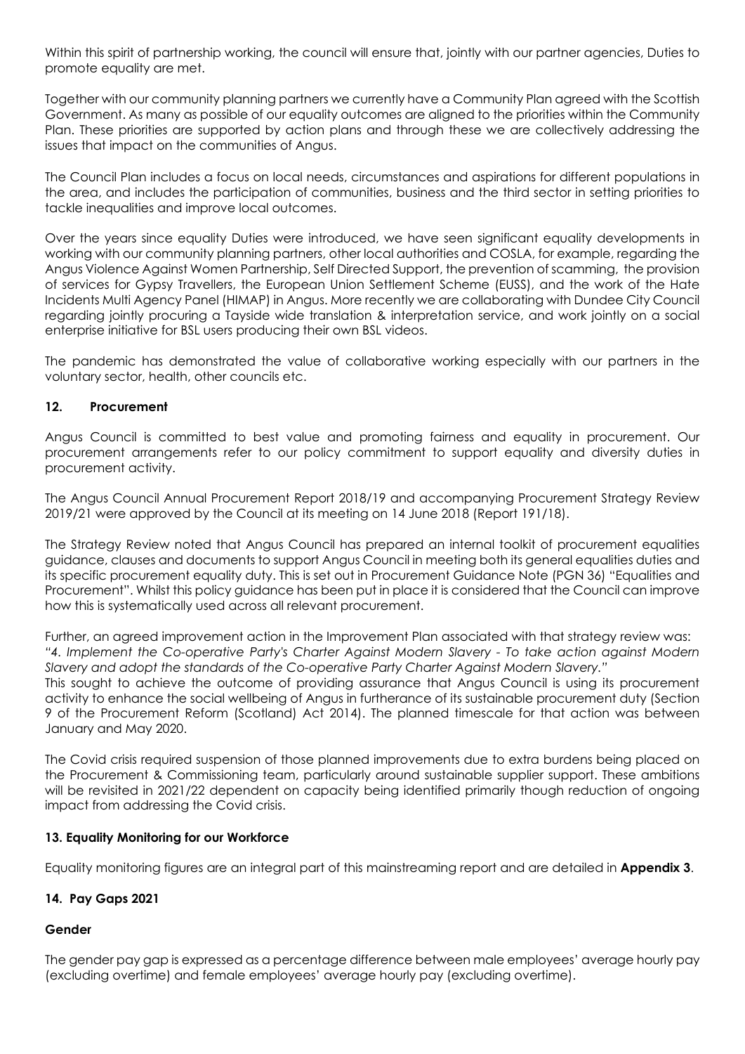Within this spirit of partnership working, the council will ensure that, jointly with our partner agencies, Duties to promote equality are met.

Together with our community planning partners we currently have a Community Plan agreed with the Scottish Government. As many as possible of our equality outcomes are aligned to the priorities within the Community Plan. These priorities are supported by action plans and through these we are collectively addressing the issues that impact on the communities of Angus.

The Council Plan includes a focus on local needs, circumstances and aspirations for different populations in the area, and includes the participation of communities, business and the third sector in setting priorities to tackle inequalities and improve local outcomes.

Over the years since equality Duties were introduced, we have seen significant equality developments in working with our community planning partners, other local authorities and COSLA, for example, regarding the Angus Violence Against Women Partnership, Self Directed Support, the prevention of scamming, the provision of services for Gypsy Travellers, the European Union Settlement Scheme (EUSS), and the work of the Hate Incidents Multi Agency Panel (HIMAP) in Angus. More recently we are collaborating with Dundee City Council regarding jointly procuring a Tayside wide translation & interpretation service, and work jointly on a social enterprise initiative for BSL users producing their own BSL videos.

The pandemic has demonstrated the value of collaborative working especially with our partners in the voluntary sector, health, other councils etc.

## 12. Procurement

Angus Council is committed to best value and promoting fairness and equality in procurement. Our procurement arrangements refer to our policy commitment to support equality and diversity duties in procurement activity.

The Angus Council Annual Procurement Report 2018/19 and accompanying Procurement Strategy Review 2019/21 were approved by the Council at its meeting on 14 June 2018 (Report 191/18).

The Strategy Review noted that Angus Council has prepared an internal toolkit of procurement equalities guidance, clauses and documents to support Angus Council in meeting both its general equalities duties and its specific procurement equality duty. This is set out in Procurement Guidance Note (PGN 36) "Equalities and Procurement". Whilst this policy guidance has been put in place it is considered that the Council can improve how this is systematically used across all relevant procurement.

Further, an agreed improvement action in the Improvement Plan associated with that strategy review was:
*"4. Implement the Co-operative Party's Charter Against Modern Slavery - To take action against Modern Slavery and adopt the standards of the Co-operative Party Charter Against Modern Slavery."*
This sought to achieve the outcome of providing assurance that Angus Council is using its procurement activity to enhance the social wellbeing of Angus in furtherance of its sustainable procurement duty (Section 9 of the Procurement Reform (Scotland) Act 2014). The planned timescale for that action was between January and May 2020.

The Covid crisis required suspension of those planned improvements due to extra burdens being placed on the Procurement & Commissioning team, particularly around sustainable supplier support. These ambitions will be revisited in 2021/22 dependent on capacity being identified primarily though reduction of ongoing impact from addressing the Covid crisis.

## 13. Equality Monitoring for our Workforce

Equality monitoring figures are an integral part of this mainstreaming report and are detailed in **Appendix 3**.

## 14. Pay Gaps 2021

### Gender

The gender pay gap is expressed as a percentage difference between male employees' average hourly pay (excluding overtime) and female employees' average hourly pay (excluding overtime).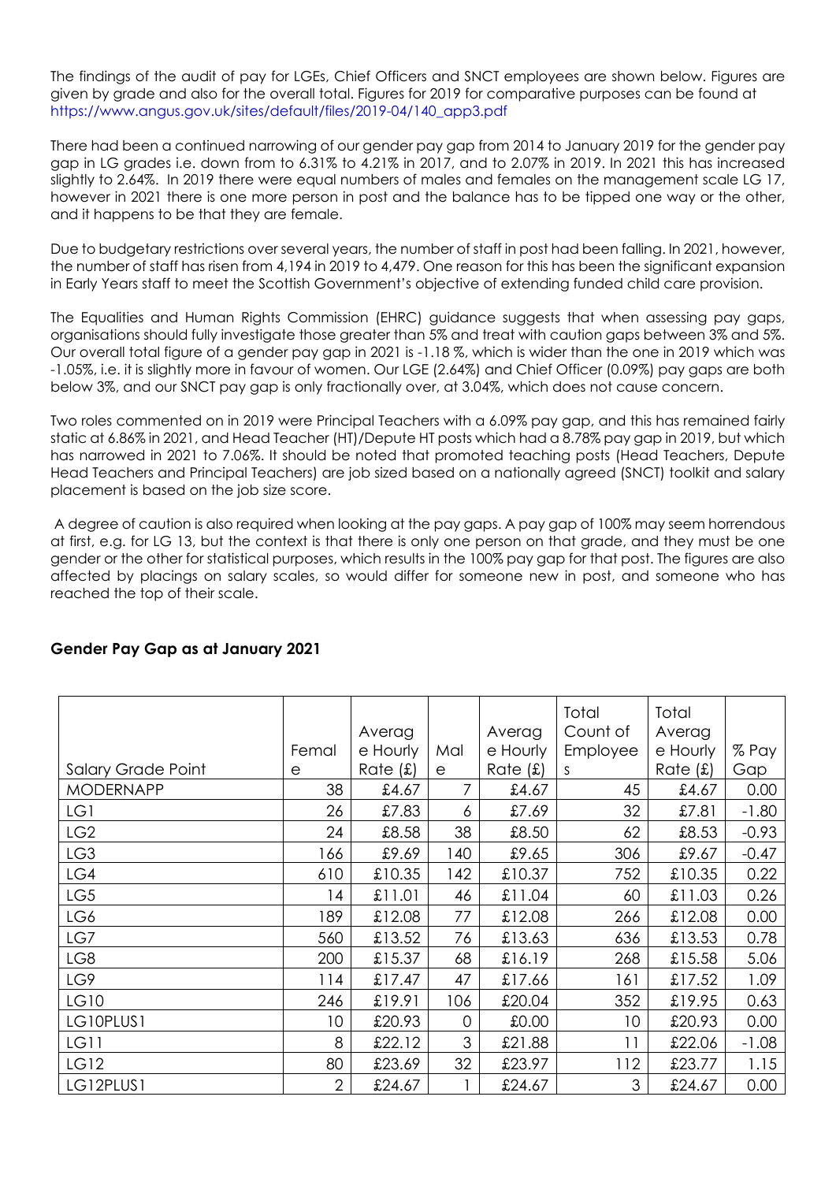The findings of the audit of pay for LGEs, Chief Officers and SNCT employees are shown below. Figures are given by grade and also for the overall total. Figures for 2019 for comparative purposes can be found at https://www.angus.gov.uk/sites/default/files/2019-04/140_app3.pdf

There had been a continued narrowing of our gender pay gap from 2014 to January 2019 for the gender pay gap in LG grades i.e. down from to 6.31% to 4.21% in 2017, and to 2.07% in 2019. In 2021 this has increased slightly to 2.64%. In 2019 there were equal numbers of males and females on the management scale LG 17, however in 2021 there is one more person in post and the balance has to be tipped one way or the other, and it happens to be that they are female.

Due to budgetary restrictions over several years, the number of staff in post had been falling. In 2021, however, the number of staff has risen from 4,194 in 2019 to 4,479. One reason for this has been the significant expansion in Early Years staff to meet the Scottish Government's objective of extending funded child care provision.

The Equalities and Human Rights Commission (EHRC) guidance suggests that when assessing pay gaps, organisations should fully investigate those greater than 5% and treat with caution gaps between 3% and 5%. Our overall total figure of a gender pay gap in 2021 is -1.18 %, which is wider than the one in 2019 which was -1.05%, i.e. it is slightly more in favour of women. Our LGE (2.64%) and Chief Officer (0.09%) pay gaps are both below 3%, and our SNCT pay gap is only fractionally over, at 3.04%, which does not cause concern.

Two roles commented on in 2019 were Principal Teachers with a 6.09% pay gap, and this has remained fairly static at 6.86% in 2021, and Head Teacher (HT)/Depute HT posts which had a 8.78% pay gap in 2019, but which has narrowed in 2021 to 7.06%. It should be noted that promoted teaching posts (Head Teachers, Depute Head Teachers and Principal Teachers) are job sized based on a nationally agreed (SNCT) toolkit and salary placement is based on the job size score.

A degree of caution is also required when looking at the pay gaps. A pay gap of 100% may seem horrendous at first, e.g. for LG 13, but the context is that there is only one person on that grade, and they must be one gender or the other for statistical purposes, which results in the 100% pay gap for that post. The figures are also affected by placings on salary scales, so would differ for someone new in post, and someone who has reached the top of their scale.

## Gender Pay Gap as at January 2021

| Salary Grade Point | Female | Average Hourly Rate (£) | Male | Average Hourly Rate (£) | Total Count of Employees | Total Average Hourly Rate (£) | % Pay Gap |
|---|---|---|---|---|---|---|---|
| MODERNAPP | 38 | £4.67 | 7 | £4.67 | 45 | £4.67 | 0.00 |
| LG1 | 26 | £7.83 | 6 | £7.69 | 32 | £7.81 | -1.80 |
| LG2 | 24 | £8.58 | 38 | £8.50 | 62 | £8.53 | -0.93 |
| LG3 | 166 | £9.69 | 140 | £9.65 | 306 | £9.67 | -0.47 |
| LG4 | 610 | £10.35 | 142 | £10.37 | 752 | £10.35 | 0.22 |
| LG5 | 14 | £11.01 | 46 | £11.04 | 60 | £11.03 | 0.26 |
| LG6 | 189 | £12.08 | 77 | £12.08 | 266 | £12.08 | 0.00 |
| LG7 | 560 | £13.52 | 76 | £13.63 | 636 | £13.53 | 0.78 |
| LG8 | 200 | £15.37 | 68 | £16.19 | 268 | £15.58 | 5.06 |
| LG9 | 114 | £17.47 | 47 | £17.66 | 161 | £17.52 | 1.09 |
| LG10 | 246 | £19.91 | 106 | £20.04 | 352 | £19.95 | 0.63 |
| LG10PLUS1 | 10 | £20.93 | 0 | £0.00 | 10 | £20.93 | 0.00 |
| LG11 | 8 | £22.12 | 3 | £21.88 | 11 | £22.06 | -1.08 |
| LG12 | 80 | £23.69 | 32 | £23.97 | 112 | £23.77 | 1.15 |
| LG12PLUS1 | 2 | £24.67 | 1 | £24.67 | 3 | £24.67 | 0.00 |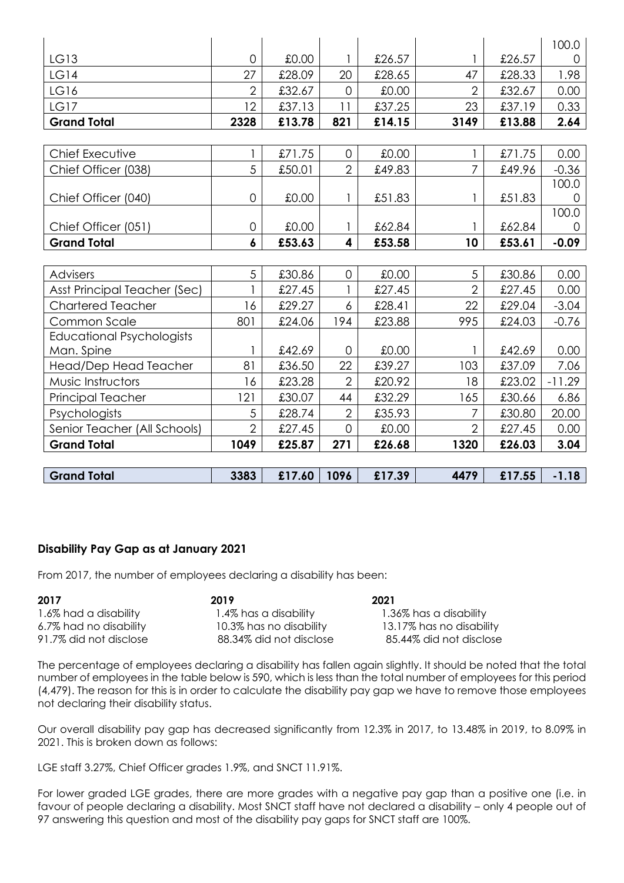| | | | | | | | |
|---|---|---|---|---|---|---|---|
| LG13 | 0 | £0.00 | 1 | £26.57 | 1 | £26.57 | 100.00 |
| LG14 | 27 | £28.09 | 20 | £28.65 | 47 | £28.33 | 1.98 |
| LG16 | 2 | £32.67 | 0 | £0.00 | 2 | £32.67 | 0.00 |
| LG17 | 12 | £37.13 | 11 | £37.25 | 23 | £37.19 | 0.33 |
| **Grand Total** | **2328** | **£13.78** | **821** | **£14.15** | **3149** | **£13.88** | **2.64** |

| | | | | | | | |
|---|---|---|---|---|---|---|---|
| Chief Executive | 1 | £71.75 | 0 | £0.00 | 1 | £71.75 | 0.00 |
| Chief Officer (038) | 5 | £50.01 | 2 | £49.83 | 7 | £49.96 | -0.36 |
| Chief Officer (040) | 0 | £0.00 | 1 | £51.83 | 1 | £51.83 | 100.00 |
| Chief Officer (051) | 0 | £0.00 | 1 | £62.84 | 1 | £62.84 | 100.00 |
| **Grand Total** | **6** | **£53.63** | **4** | **£53.58** | **10** | **£53.61** | **-0.09** |

| | | | | | | | |
|---|---|---|---|---|---|---|---|
| Advisers | 5 | £30.86 | 0 | £0.00 | 5 | £30.86 | 0.00 |
| Asst Principal Teacher (Sec) | 1 | £27.45 | 1 | £27.45 | 2 | £27.45 | 0.00 |
| Chartered Teacher | 16 | £29.27 | 6 | £28.41 | 22 | £29.04 | -3.04 |
| Common Scale | 801 | £24.06 | 194 | £23.88 | 995 | £24.03 | -0.76 |
| Educational Psychologists Man. Spine | 1 | £42.69 | 0 | £0.00 | 1 | £42.69 | 0.00 |
| Head/Dep Head Teacher | 81 | £36.50 | 22 | £39.27 | 103 | £37.09 | 7.06 |
| Music Instructors | 16 | £23.28 | 2 | £20.92 | 18 | £23.02 | -11.29 |
| Principal Teacher | 121 | £30.07 | 44 | £32.29 | 165 | £30.66 | 6.86 |
| Psychologists | 5 | £28.74 | 2 | £35.93 | 7 | £30.80 | 20.00 |
| Senior Teacher (All Schools) | 2 | £27.45 | 0 | £0.00 | 2 | £27.45 | 0.00 |
| **Grand Total** | **1049** | **£25.87** | **271** | **£26.68** | **1320** | **£26.03** | **3.04** |

| | | | | | | | |
|---|---|---|---|---|---|---|---|
| **Grand Total** | **3383** | **£17.60** | **1096** | **£17.39** | **4479** | **£17.55** | **-1.18** |

### Disability Pay Gap as at January 2021

From 2017, the number of employees declaring a disability has been:

| **2017** | **2019** | **2021** |
|---|---|---|
| 1.6% had a disability | 1.4% has a disability | 1.36% has a disability |
| 6.7% had no disability | 10.3% has no disability | 13.17% has no disability |
| 91.7% did not disclose | 88.34% did not disclose | 85.44% did not disclose |

The percentage of employees declaring a disability has fallen again slightly. It should be noted that the total number of employees in the table below is 590, which is less than the total number of employees for this period (4,479). The reason for this is in order to calculate the disability pay gap we have to remove those employees not declaring their disability status.

Our overall disability pay gap has decreased significantly from 12.3% in 2017, to 13.48% in 2019, to 8.09% in 2021. This is broken down as follows:

LGE staff 3.27%, Chief Officer grades 1.9%, and SNCT 11.91%.

For lower graded LGE grades, there are more grades with a negative pay gap than a positive one (i.e. in favour of people declaring a disability. Most SNCT staff have not declared a disability – only 4 people out of 97 answering this question and most of the disability pay gaps for SNCT staff are 100%.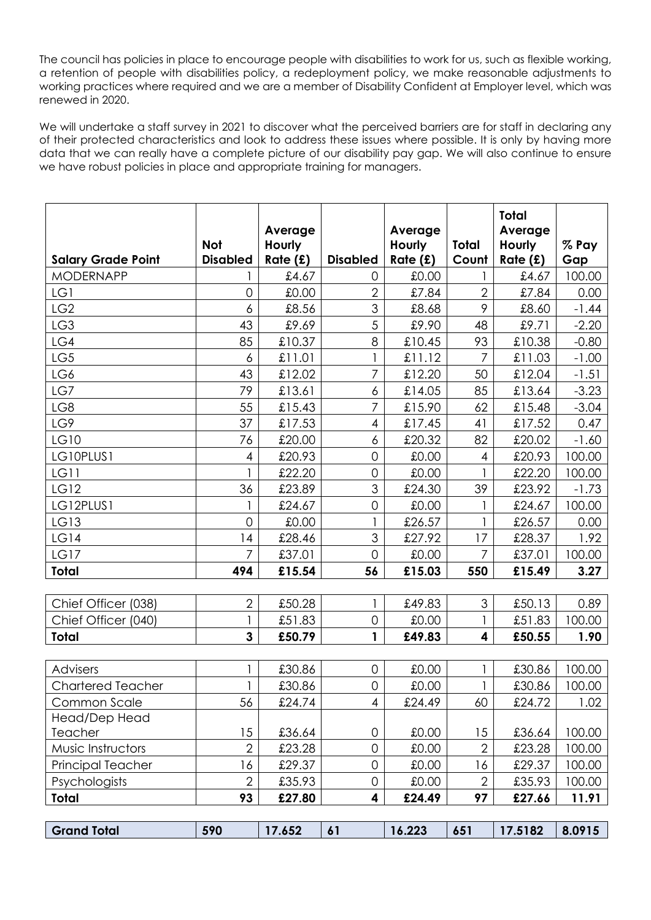The council has policies in place to encourage people with disabilities to work for us, such as flexible working, a retention of people with disabilities policy, a redeployment policy, we make reasonable adjustments to working practices where required and we are a member of Disability Confident at Employer level, which was renewed in 2020.

We will undertake a staff survey in 2021 to discover what the perceived barriers are for staff in declaring any of their protected characteristics and look to address these issues where possible. It is only by having more data that we can really have a complete picture of our disability pay gap. We will also continue to ensure we have robust policies in place and appropriate training for managers.

| Salary Grade Point | Not Disabled | Average Hourly Rate (£) | Disabled | Average Hourly Rate (£) | Total Count | Total Average Hourly Rate (£) | % Pay Gap |
|---|---|---|---|---|---|---|---|
| MODERNAPP | 1 | £4.67 | 0 | £0.00 | 1 | £4.67 | 100.00 |
| LG1 | 0 | £0.00 | 2 | £7.84 | 2 | £7.84 | 0.00 |
| LG2 | 6 | £8.56 | 3 | £8.68 | 9 | £8.60 | -1.44 |
| LG3 | 43 | £9.69 | 5 | £9.90 | 48 | £9.71 | -2.20 |
| LG4 | 85 | £10.37 | 8 | £10.45 | 93 | £10.38 | -0.80 |
| LG5 | 6 | £11.01 | 1 | £11.12 | 7 | £11.03 | -1.00 |
| LG6 | 43 | £12.02 | 7 | £12.20 | 50 | £12.04 | -1.51 |
| LG7 | 79 | £13.61 | 6 | £14.05 | 85 | £13.64 | -3.23 |
| LG8 | 55 | £15.43 | 7 | £15.90 | 62 | £15.48 | -3.04 |
| LG9 | 37 | £17.53 | 4 | £17.45 | 41 | £17.52 | 0.47 |
| LG10 | 76 | £20.00 | 6 | £20.32 | 82 | £20.02 | -1.60 |
| LG10PLUS1 | 4 | £20.93 | 0 | £0.00 | 4 | £20.93 | 100.00 |
| LG11 | 1 | £22.20 | 0 | £0.00 | 1 | £22.20 | 100.00 |
| LG12 | 36 | £23.89 | 3 | £24.30 | 39 | £23.92 | -1.73 |
| LG12PLUS1 | 1 | £24.67 | 0 | £0.00 | 1 | £24.67 | 100.00 |
| LG13 | 0 | £0.00 | 1 | £26.57 | 1 | £26.57 | 0.00 |
| LG14 | 14 | £28.46 | 3 | £27.92 | 17 | £28.37 | 1.92 |
| LG17 | 7 | £37.01 | 0 | £0.00 | 7 | £37.01 | 100.00 |
| **Total** | **494** | **£15.54** | **56** | **£15.03** | **550** | **£15.49** | **3.27** |
| Chief Officer (038) | 2 | £50.28 | 1 | £49.83 | 3 | £50.13 | 0.89 |
| Chief Officer (040) | 1 | £51.83 | 0 | £0.00 | 1 | £51.83 | 100.00 |
| **Total** | **3** | **£50.79** | **1** | **£49.83** | **4** | **£50.55** | **1.90** |
| Advisers | 1 | £30.86 | 0 | £0.00 | 1 | £30.86 | 100.00 |
| Chartered Teacher | 1 | £30.86 | 0 | £0.00 | 1 | £30.86 | 100.00 |
| Common Scale | 56 | £24.74 | 4 | £24.49 | 60 | £24.72 | 1.02 |
| Head/Dep Head Teacher | 15 | £36.64 | 0 | £0.00 | 15 | £36.64 | 100.00 |
| Music Instructors | 2 | £23.28 | 0 | £0.00 | 2 | £23.28 | 100.00 |
| Principal Teacher | 16 | £29.37 | 0 | £0.00 | 16 | £29.37 | 100.00 |
| Psychologists | 2 | £35.93 | 0 | £0.00 | 2 | £35.93 | 100.00 |
| **Total** | **93** | **£27.80** | **4** | **£24.49** | **97** | **£27.66** | **11.91** |
| **Grand Total** | **590** | **17.652** | **61** | **16.223** | **651** | **17.5182** | **8.0915** |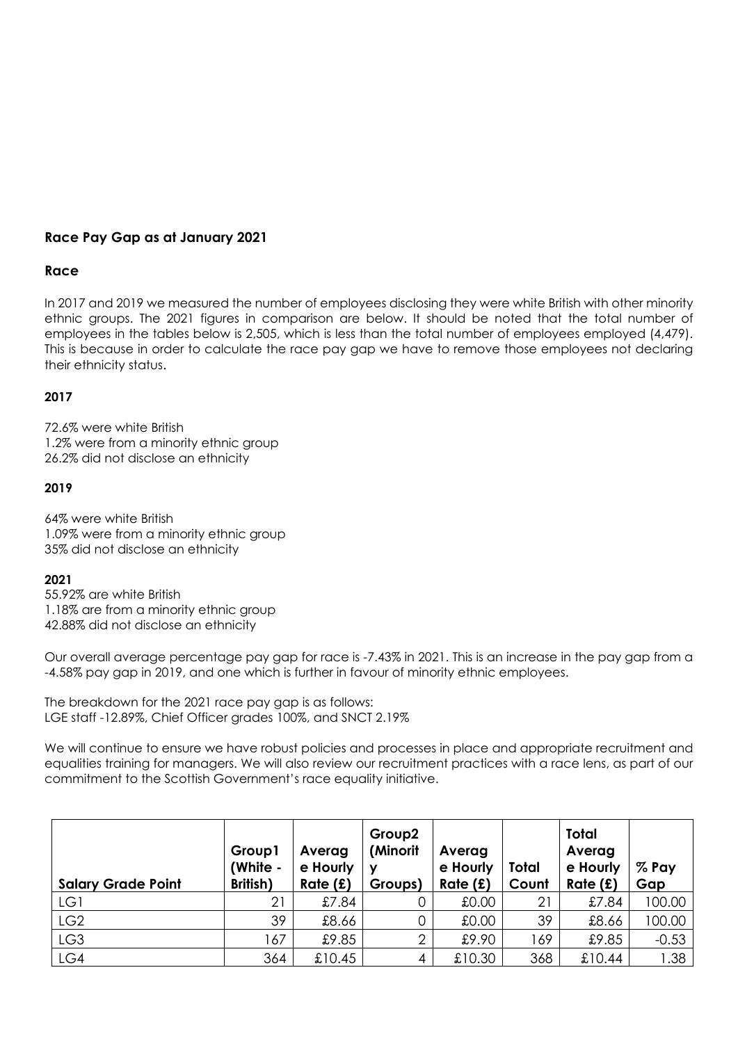## Race Pay Gap as at January 2021

### Race

In 2017 and 2019 we measured the number of employees disclosing they were white British with other minority ethnic groups. The 2021 figures in comparison are below. It should be noted that the total number of employees in the tables below is 2,505, which is less than the total number of employees employed (4,479). This is because in order to calculate the race pay gap we have to remove those employees not declaring their ethnicity status.

**2017**

72.6% were white British
1.2% were from a minority ethnic group
26.2% did not disclose an ethnicity

**2019**

64% were white British
1.09% were from a minority ethnic group
35% did not disclose an ethnicity

**2021**
55.92% are white British
1.18% are from a minority ethnic group
42.88% did not disclose an ethnicity

Our overall average percentage pay gap for race is -7.43% in 2021. This is an increase in the pay gap from a -4.58% pay gap in 2019, and one which is further in favour of minority ethnic employees.

The breakdown for the 2021 race pay gap is as follows:
LGE staff -12.89%, Chief Officer grades 100%, and SNCT 2.19%

We will continue to ensure we have robust policies and processes in place and appropriate recruitment and equalities training for managers. We will also review our recruitment practices with a race lens, as part of our commitment to the Scottish Government's race equality initiative.

| Salary Grade Point | Group1 (White - British) | Average Hourly Rate (£) | Group2 (Minority Groups) | Average Hourly Rate (£) | Total Count | Total Average Hourly Rate (£) | % Pay Gap |
|---|---|---|---|---|---|---|---|
| LG1 | 21 | £7.84 | 0 | £0.00 | 21 | £7.84 | 100.00 |
| LG2 | 39 | £8.66 | 0 | £0.00 | 39 | £8.66 | 100.00 |
| LG3 | 167 | £9.85 | 2 | £9.90 | 169 | £9.85 | -0.53 |
| LG4 | 364 | £10.45 | 4 | £10.30 | 368 | £10.44 | 1.38 |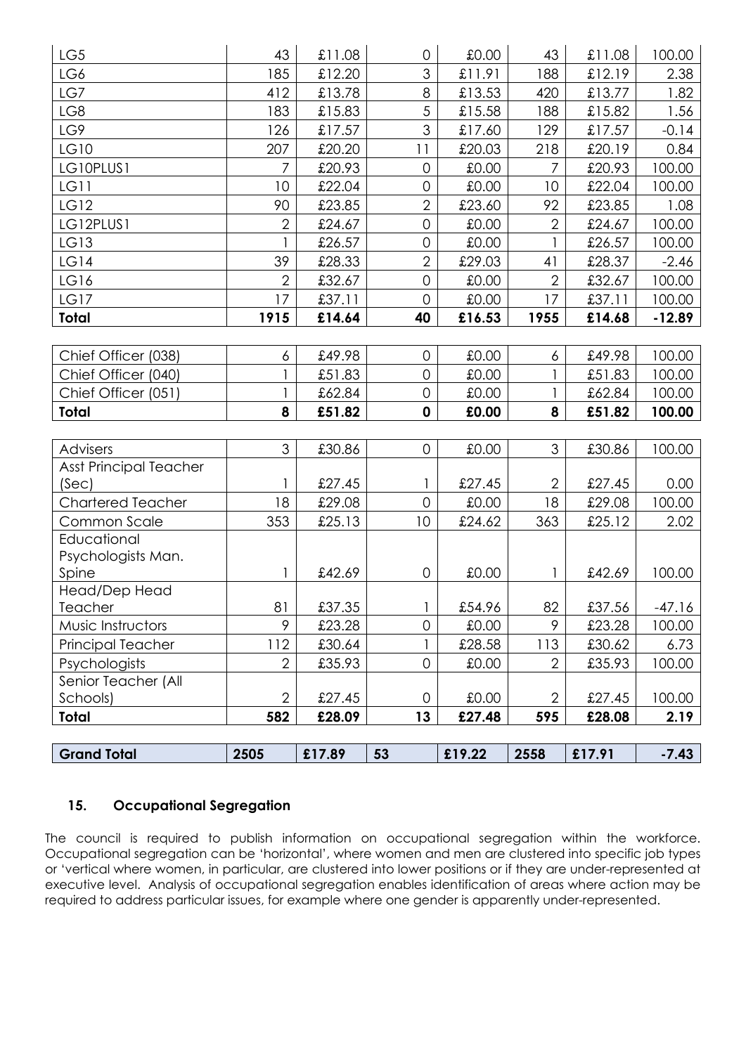| | | | | | | | |
|---|---|---|---|---|---|---|---|
| LG5 | 43 | £11.08 | 0 | £0.00 | 43 | £11.08 | 100.00 |
| LG6 | 185 | £12.20 | 3 | £11.91 | 188 | £12.19 | 2.38 |
| LG7 | 412 | £13.78 | 8 | £13.53 | 420 | £13.77 | 1.82 |
| LG8 | 183 | £15.83 | 5 | £15.58 | 188 | £15.82 | 1.56 |
| LG9 | 126 | £17.57 | 3 | £17.60 | 129 | £17.57 | -0.14 |
| LG10 | 207 | £20.20 | 11 | £20.03 | 218 | £20.19 | 0.84 |
| LG10PLUS1 | 7 | £20.93 | 0 | £0.00 | 7 | £20.93 | 100.00 |
| LG11 | 10 | £22.04 | 0 | £0.00 | 10 | £22.04 | 100.00 |
| LG12 | 90 | £23.85 | 2 | £23.60 | 92 | £23.85 | 1.08 |
| LG12PLUS1 | 2 | £24.67 | 0 | £0.00 | 2 | £24.67 | 100.00 |
| LG13 | 1 | £26.57 | 0 | £0.00 | 1 | £26.57 | 100.00 |
| LG14 | 39 | £28.33 | 2 | £29.03 | 41 | £28.37 | -2.46 |
| LG16 | 2 | £32.67 | 0 | £0.00 | 2 | £32.67 | 100.00 |
| LG17 | 17 | £37.11 | 0 | £0.00 | 17 | £37.11 | 100.00 |
| **Total** | **1915** | **£14.64** | **40** | **£16.53** | **1955** | **£14.68** | **-12.89** |

| | | | | | | | |
|---|---|---|---|---|---|---|---|
| Chief Officer (038) | 6 | £49.98 | 0 | £0.00 | 6 | £49.98 | 100.00 |
| Chief Officer (040) | 1 | £51.83 | 0 | £0.00 | 1 | £51.83 | 100.00 |
| Chief Officer (051) | 1 | £62.84 | 0 | £0.00 | 1 | £62.84 | 100.00 |
| **Total** | **8** | **£51.82** | **0** | **£0.00** | **8** | **£51.82** | **100.00** |

| | | | | | | | |
|---|---|---|---|---|---|---|---|
| Advisers | 3 | £30.86 | 0 | £0.00 | 3 | £30.86 | 100.00 |
| Asst Principal Teacher (Sec) | 1 | £27.45 | 1 | £27.45 | 2 | £27.45 | 0.00 |
| Chartered Teacher | 18 | £29.08 | 0 | £0.00 | 18 | £29.08 | 100.00 |
| Common Scale | 353 | £25.13 | 10 | £24.62 | 363 | £25.12 | 2.02 |
| Educational Psychologists Man. Spine | 1 | £42.69 | 0 | £0.00 | 1 | £42.69 | 100.00 |
| Head/Dep Head Teacher | 81 | £37.35 | 1 | £54.96 | 82 | £37.56 | -47.16 |
| Music Instructors | 9 | £23.28 | 0 | £0.00 | 9 | £23.28 | 100.00 |
| Principal Teacher | 112 | £30.64 | 1 | £28.58 | 113 | £30.62 | 6.73 |
| Psychologists | 2 | £35.93 | 0 | £0.00 | 2 | £35.93 | 100.00 |
| Senior Teacher (All Schools) | 2 | £27.45 | 0 | £0.00 | 2 | £27.45 | 100.00 |
| **Total** | **582** | **£28.09** | **13** | **£27.48** | **595** | **£28.08** | **2.19** |

| | | | | | | | |
|---|---|---|---|---|---|---|---|
| **Grand Total** | **2505** | **£17.89** | **53** | **£19.22** | **2558** | **£17.91** | **-7.43** |

## 15. Occupational Segregation

The council is required to publish information on occupational segregation within the workforce. Occupational segregation can be 'horizontal', where women and men are clustered into specific job types or 'vertical where women, in particular, are clustered into lower positions or if they are under-represented at executive level. Analysis of occupational segregation enables identification of areas where action may be required to address particular issues, for example where one gender is apparently under-represented.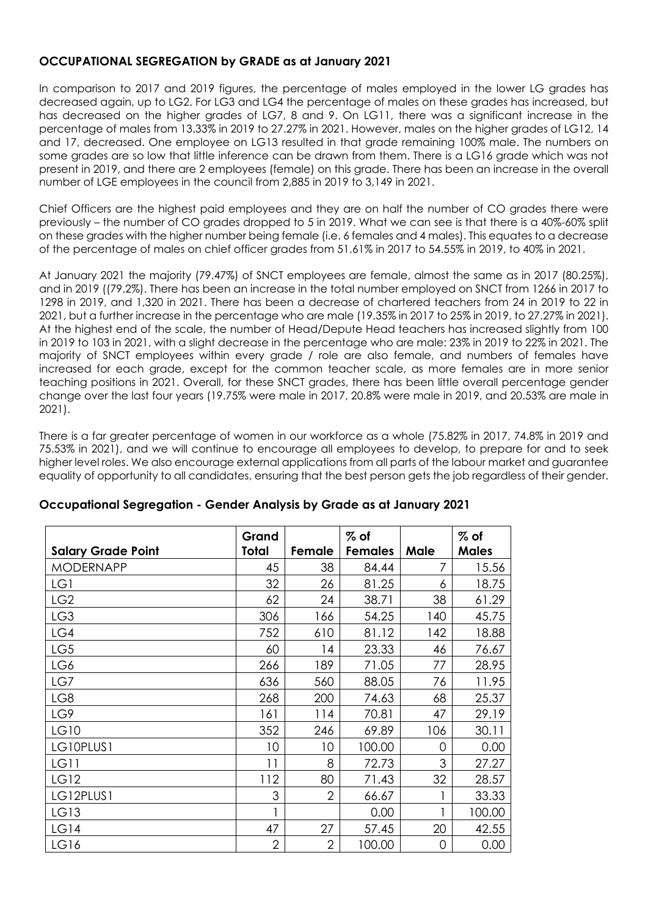**OCCUPATIONAL SEGREGATION by GRADE as at January 2021**

In comparison to 2017 and 2019 figures, the percentage of males employed in the lower LG grades has decreased again, up to LG2. For LG3 and LG4 the percentage of males on these grades has increased, but has decreased on the higher grades of LG7, 8 and 9. On LG11, there was a significant increase in the percentage of males from 13.33% in 2019 to 27.27% in 2021. However, males on the higher grades of LG12, 14 and 17, decreased. One employee on LG13 resulted in that grade remaining 100% male. The numbers on some grades are so low that little inference can be drawn from them. There is a LG16 grade which was not present in 2019, and there are 2 employees (female) on this grade. There has been an increase in the overall number of LGE employees in the council from 2,885 in 2019 to 3,149 in 2021.

Chief Officers are the highest paid employees and they are on half the number of CO grades there were previously – the number of CO grades dropped to 5 in 2019. What we can see is that there is a 40%-60% split on these grades with the higher number being female (i.e. 6 females and 4 males). This equates to a decrease of the percentage of males on chief officer grades from 51.61% in 2017 to 54.55% in 2019, to 40% in 2021.

At January 2021 the majority (79.47%) of SNCT employees are female, almost the same as in 2017 (80.25%), and in 2019 ((79.2%). There has been an increase in the total number employed on SNCT from 1266 in 2017 to 1298 in 2019, and 1,320 in 2021. There has been a decrease of chartered teachers from 24 in 2019 to 22 in 2021, but a further increase in the percentage who are male (19.35% in 2017 to 25% in 2019, to 27.27% in 2021). At the highest end of the scale, the number of Head/Depute Head teachers has increased slightly from 100 in 2019 to 103 in 2021, with a slight decrease in the percentage who are male: 23% in 2019 to 22% in 2021. The majority of SNCT employees within every grade / role are also female, and numbers of females have increased for each grade, except for the common teacher scale, as more females are in more senior teaching positions in 2021. Overall, for these SNCT grades, there has been little overall percentage gender change over the last four years (19.75% were male in 2017, 20.8% were male in 2019, and 20.53% are male in 2021).

There is a far greater percentage of women in our workforce as a whole (75.82% in 2017, 74.8% in 2019 and 75.53% in 2021), and we will continue to encourage all employees to develop, to prepare for and to seek higher level roles. We also encourage external applications from all parts of the labour market and guarantee equality of opportunity to all candidates, ensuring that the best person gets the job regardless of their gender.

### Occupational Segregation - Gender Analysis by Grade as at January 2021

| Salary Grade Point | Grand Total | Female | % of Females | Male | % of Males |
|---|---|---|---|---|---|
| MODERNAPP | 45 | 38 | 84.44 | 7 | 15.56 |
| LG1 | 32 | 26 | 81.25 | 6 | 18.75 |
| LG2 | 62 | 24 | 38.71 | 38 | 61.29 |
| LG3 | 306 | 166 | 54.25 | 140 | 45.75 |
| LG4 | 752 | 610 | 81.12 | 142 | 18.88 |
| LG5 | 60 | 14 | 23.33 | 46 | 76.67 |
| LG6 | 266 | 189 | 71.05 | 77 | 28.95 |
| LG7 | 636 | 560 | 88.05 | 76 | 11.95 |
| LG8 | 268 | 200 | 74.63 | 68 | 25.37 |
| LG9 | 161 | 114 | 70.81 | 47 | 29.19 |
| LG10 | 352 | 246 | 69.89 | 106 | 30.11 |
| LG10PLUS1 | 10 | 10 | 100.00 | 0 | 0.00 |
| LG11 | 11 | 8 | 72.73 | 3 | 27.27 |
| LG12 | 112 | 80 | 71.43 | 32 | 28.57 |
| LG12PLUS1 | 3 | 2 | 66.67 | 1 | 33.33 |
| LG13 | 1 | | 0.00 | 1 | 100.00 |
| LG14 | 47 | 27 | 57.45 | 20 | 42.55 |
| LG16 | 2 | 2 | 100.00 | 0 | 0.00 |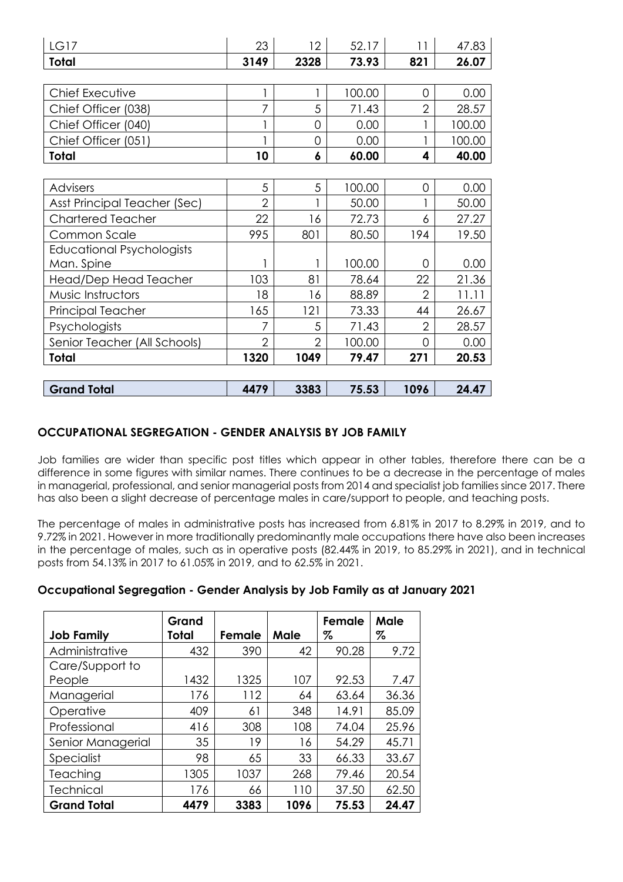| LG17 | 23 | 12 | 52.17 | 11 | 47.83 |
|---|---|---|---|---|---|
| **Total** | **3149** | **2328** | **73.93** | **821** | **26.07** |

| Chief Executive | 1 | 1 | 100.00 | 0 | 0.00 |
|---|---|---|---|---|---|
| Chief Officer (038) | 7 | 5 | 71.43 | 2 | 28.57 |
| Chief Officer (040) | 1 | 0 | 0.00 | 1 | 100.00 |
| Chief Officer (051) | 1 | 0 | 0.00 | 1 | 100.00 |
| **Total** | **10** | **6** | **60.00** | **4** | **40.00** |

| Advisers | 5 | 5 | 100.00 | 0 | 0.00 |
|---|---|---|---|---|---|
| Asst Principal Teacher (Sec) | 2 | 1 | 50.00 | 1 | 50.00 |
| Chartered Teacher | 22 | 16 | 72.73 | 6 | 27.27 |
| Common Scale | 995 | 801 | 80.50 | 194 | 19.50 |
| Educational Psychologists Man. Spine | 1 | 1 | 100.00 | 0 | 0.00 |
| Head/Dep Head Teacher | 103 | 81 | 78.64 | 22 | 21.36 |
| Music Instructors | 18 | 16 | 88.89 | 2 | 11.11 |
| Principal Teacher | 165 | 121 | 73.33 | 44 | 26.67 |
| Psychologists | 7 | 5 | 71.43 | 2 | 28.57 |
| Senior Teacher (All Schools) | 2 | 2 | 100.00 | 0 | 0.00 |
| **Total** | **1320** | **1049** | **79.47** | **271** | **20.53** |

| **Grand Total** | **4479** | **3383** | **75.53** | **1096** | **24.47** |
|---|---|---|---|---|---|

## OCCUPATIONAL SEGREGATION - GENDER ANALYSIS BY JOB FAMILY

Job families are wider than specific post titles which appear in other tables, therefore there can be a difference in some figures with similar names. There continues to be a decrease in the percentage of males in managerial, professional, and senior managerial posts from 2014 and specialist job families since 2017. There has also been a slight decrease of percentage males in care/support to people, and teaching posts.

The percentage of males in administrative posts has increased from 6.81% in 2017 to 8.29% in 2019, and to 9.72% in 2021. However in more traditionally predominantly male occupations there have also been increases in the percentage of males, such as in operative posts (82.44% in 2019, to 85.29% in 2021), and in technical posts from 54.13% in 2017 to 61.05% in 2019, and to 62.5% in 2021.

### Occupational Segregation - Gender Analysis by Job Family as at January 2021

| Job Family | Grand Total | Female | Male | Female % | Male % |
|---|---|---|---|---|---|
| Administrative | 432 | 390 | 42 | 90.28 | 9.72 |
| Care/Support to People | 1432 | 1325 | 107 | 92.53 | 7.47 |
| Managerial | 176 | 112 | 64 | 63.64 | 36.36 |
| Operative | 409 | 61 | 348 | 14.91 | 85.09 |
| Professional | 416 | 308 | 108 | 74.04 | 25.96 |
| Senior Managerial | 35 | 19 | 16 | 54.29 | 45.71 |
| Specialist | 98 | 65 | 33 | 66.33 | 33.67 |
| Teaching | 1305 | 1037 | 268 | 79.46 | 20.54 |
| Technical | 176 | 66 | 110 | 37.50 | 62.50 |
| **Grand Total** | **4479** | **3383** | **1096** | **75.53** | **24.47** |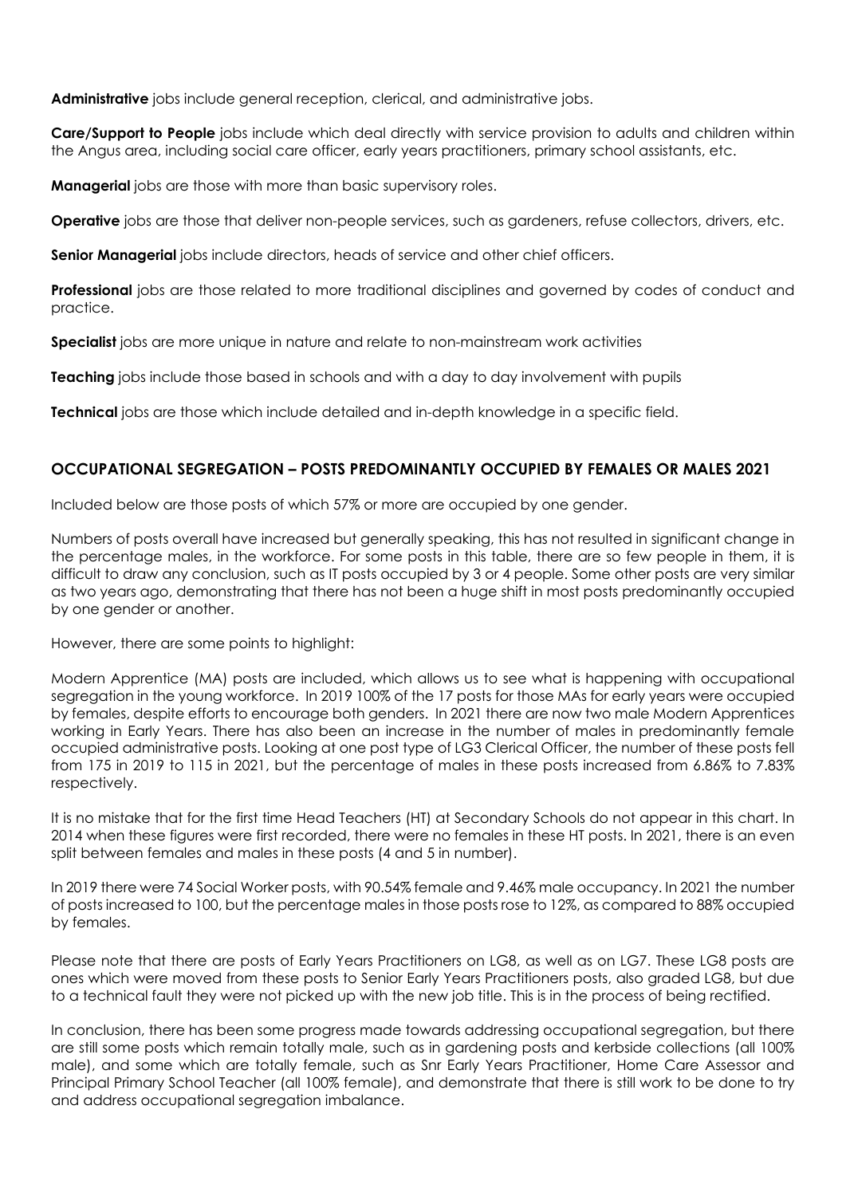**Administrative** jobs include general reception, clerical, and administrative jobs.

**Care/Support to People** jobs include which deal directly with service provision to adults and children within the Angus area, including social care officer, early years practitioners, primary school assistants, etc.

**Managerial** jobs are those with more than basic supervisory roles.

**Operative** jobs are those that deliver non-people services, such as gardeners, refuse collectors, drivers, etc.

**Senior Managerial** jobs include directors, heads of service and other chief officers.

**Professional** jobs are those related to more traditional disciplines and governed by codes of conduct and practice.

**Specialist** jobs are more unique in nature and relate to non-mainstream work activities

**Teaching** jobs include those based in schools and with a day to day involvement with pupils

**Technical** jobs are those which include detailed and in-depth knowledge in a specific field.

## OCCUPATIONAL SEGREGATION – POSTS PREDOMINANTLY OCCUPIED BY FEMALES OR MALES 2021

Included below are those posts of which 57% or more are occupied by one gender.

Numbers of posts overall have increased but generally speaking, this has not resulted in significant change in the percentage males, in the workforce. For some posts in this table, there are so few people in them, it is difficult to draw any conclusion, such as IT posts occupied by 3 or 4 people. Some other posts are very similar as two years ago, demonstrating that there has not been a huge shift in most posts predominantly occupied by one gender or another.

However, there are some points to highlight:

Modern Apprentice (MA) posts are included, which allows us to see what is happening with occupational segregation in the young workforce. In 2019 100% of the 17 posts for those MAs for early years were occupied by females, despite efforts to encourage both genders. In 2021 there are now two male Modern Apprentices working in Early Years. There has also been an increase in the number of males in predominantly female occupied administrative posts. Looking at one post type of LG3 Clerical Officer, the number of these posts fell from 175 in 2019 to 115 in 2021, but the percentage of males in these posts increased from 6.86% to 7.83% respectively.

It is no mistake that for the first time Head Teachers (HT) at Secondary Schools do not appear in this chart. In 2014 when these figures were first recorded, there were no females in these HT posts. In 2021, there is an even split between females and males in these posts (4 and 5 in number).

In 2019 there were 74 Social Worker posts, with 90.54% female and 9.46% male occupancy. In 2021 the number of posts increased to 100, but the percentage males in those posts rose to 12%, as compared to 88% occupied by females.

Please note that there are posts of Early Years Practitioners on LG8, as well as on LG7. These LG8 posts are ones which were moved from these posts to Senior Early Years Practitioners posts, also graded LG8, but due to a technical fault they were not picked up with the new job title. This is in the process of being rectified.

In conclusion, there has been some progress made towards addressing occupational segregation, but there are still some posts which remain totally male, such as in gardening posts and kerbside collections (all 100% male), and some which are totally female, such as Snr Early Years Practitioner, Home Care Assessor and Principal Primary School Teacher (all 100% female), and demonstrate that there is still work to be done to try and address occupational segregation imbalance.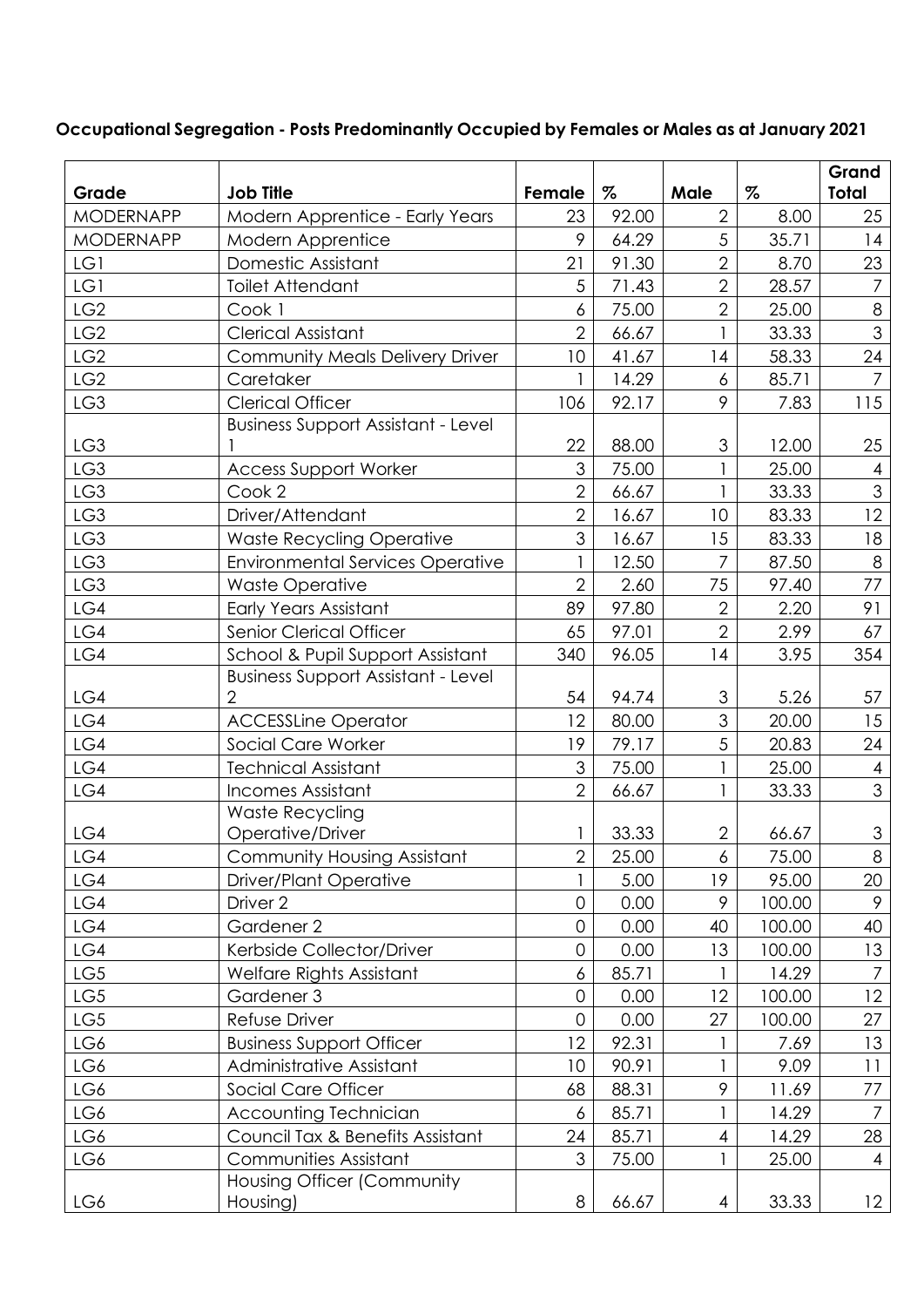**Occupational Segregation - Posts Predominantly Occupied by Females or Males as at January 2021**

| Grade | Job Title | Female | % | Male | % | Grand Total |
|---|---|---|---|---|---|---|
| MODERNAPP | Modern Apprentice - Early Years | 23 | 92.00 | 2 | 8.00 | 25 |
| MODERNAPP | Modern Apprentice | 9 | 64.29 | 5 | 35.71 | 14 |
| LG1 | Domestic Assistant | 21 | 91.30 | 2 | 8.70 | 23 |
| LG1 | Toilet Attendant | 5 | 71.43 | 2 | 28.57 | 7 |
| LG2 | Cook 1 | 6 | 75.00 | 2 | 25.00 | 8 |
| LG2 | Clerical Assistant | 2 | 66.67 | 1 | 33.33 | 3 |
| LG2 | Community Meals Delivery Driver | 10 | 41.67 | 14 | 58.33 | 24 |
| LG2 | Caretaker | 1 | 14.29 | 6 | 85.71 | 7 |
| LG3 | Clerical Officer | 106 | 92.17 | 9 | 7.83 | 115 |
| LG3 | Business Support Assistant - Level 1 | 22 | 88.00 | 3 | 12.00 | 25 |
| LG3 | Access Support Worker | 3 | 75.00 | 1 | 25.00 | 4 |
| LG3 | Cook 2 | 2 | 66.67 | 1 | 33.33 | 3 |
| LG3 | Driver/Attendant | 2 | 16.67 | 10 | 83.33 | 12 |
| LG3 | Waste Recycling Operative | 3 | 16.67 | 15 | 83.33 | 18 |
| LG3 | Environmental Services Operative | 1 | 12.50 | 7 | 87.50 | 8 |
| LG3 | Waste Operative | 2 | 2.60 | 75 | 97.40 | 77 |
| LG4 | Early Years Assistant | 89 | 97.80 | 2 | 2.20 | 91 |
| LG4 | Senior Clerical Officer | 65 | 97.01 | 2 | 2.99 | 67 |
| LG4 | School & Pupil Support Assistant | 340 | 96.05 | 14 | 3.95 | 354 |
| LG4 | Business Support Assistant - Level 2 | 54 | 94.74 | 3 | 5.26 | 57 |
| LG4 | ACCESSLine Operator | 12 | 80.00 | 3 | 20.00 | 15 |
| LG4 | Social Care Worker | 19 | 79.17 | 5 | 20.83 | 24 |
| LG4 | Technical Assistant | 3 | 75.00 | 1 | 25.00 | 4 |
| LG4 | Incomes Assistant | 2 | 66.67 | 1 | 33.33 | 3 |
| LG4 | Waste Recycling Operative/Driver | 1 | 33.33 | 2 | 66.67 | 3 |
| LG4 | Community Housing Assistant | 2 | 25.00 | 6 | 75.00 | 8 |
| LG4 | Driver/Plant Operative | 1 | 5.00 | 19 | 95.00 | 20 |
| LG4 | Driver 2 | 0 | 0.00 | 9 | 100.00 | 9 |
| LG4 | Gardener 2 | 0 | 0.00 | 40 | 100.00 | 40 |
| LG4 | Kerbside Collector/Driver | 0 | 0.00 | 13 | 100.00 | 13 |
| LG5 | Welfare Rights Assistant | 6 | 85.71 | 1 | 14.29 | 7 |
| LG5 | Gardener 3 | 0 | 0.00 | 12 | 100.00 | 12 |
| LG5 | Refuse Driver | 0 | 0.00 | 27 | 100.00 | 27 |
| LG6 | Business Support Officer | 12 | 92.31 | 1 | 7.69 | 13 |
| LG6 | Administrative Assistant | 10 | 90.91 | 1 | 9.09 | 11 |
| LG6 | Social Care Officer | 68 | 88.31 | 9 | 11.69 | 77 |
| LG6 | Accounting Technician | 6 | 85.71 | 1 | 14.29 | 7 |
| LG6 | Council Tax & Benefits Assistant | 24 | 85.71 | 4 | 14.29 | 28 |
| LG6 | Communities Assistant | 3 | 75.00 | 1 | 25.00 | 4 |
| LG6 | Housing Officer (Community Housing) | 8 | 66.67 | 4 | 33.33 | 12 |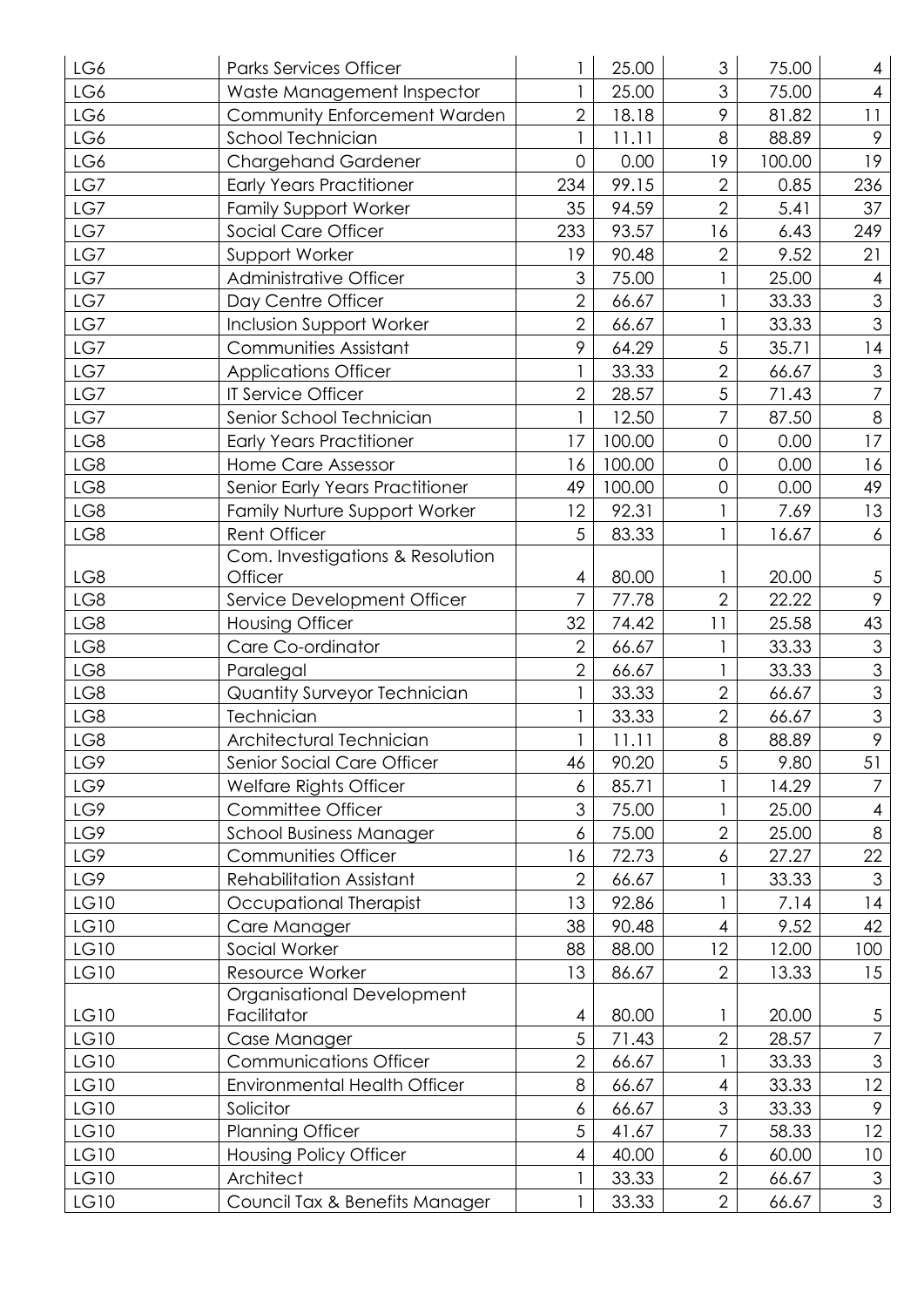| | | | | | | |
|---|---|---|---|---|---|---|
| LG6 | Parks Services Officer | 1 | 25.00 | 3 | 75.00 | 4 |
| LG6 | Waste Management Inspector | 1 | 25.00 | 3 | 75.00 | 4 |
| LG6 | Community Enforcement Warden | 2 | 18.18 | 9 | 81.82 | 11 |
| LG6 | School Technician | 1 | 11.11 | 8 | 88.89 | 9 |
| LG6 | Chargehand Gardener | 0 | 0.00 | 19 | 100.00 | 19 |
| LG7 | Early Years Practitioner | 234 | 99.15 | 2 | 0.85 | 236 |
| LG7 | Family Support Worker | 35 | 94.59 | 2 | 5.41 | 37 |
| LG7 | Social Care Officer | 233 | 93.57 | 16 | 6.43 | 249 |
| LG7 | Support Worker | 19 | 90.48 | 2 | 9.52 | 21 |
| LG7 | Administrative Officer | 3 | 75.00 | 1 | 25.00 | 4 |
| LG7 | Day Centre Officer | 2 | 66.67 | 1 | 33.33 | 3 |
| LG7 | Inclusion Support Worker | 2 | 66.67 | 1 | 33.33 | 3 |
| LG7 | Communities Assistant | 9 | 64.29 | 5 | 35.71 | 14 |
| LG7 | Applications Officer | 1 | 33.33 | 2 | 66.67 | 3 |
| LG7 | IT Service Officer | 2 | 28.57 | 5 | 71.43 | 7 |
| LG7 | Senior School Technician | 1 | 12.50 | 7 | 87.50 | 8 |
| LG8 | Early Years Practitioner | 17 | 100.00 | 0 | 0.00 | 17 |
| LG8 | Home Care Assessor | 16 | 100.00 | 0 | 0.00 | 16 |
| LG8 | Senior Early Years Practitioner | 49 | 100.00 | 0 | 0.00 | 49 |
| LG8 | Family Nurture Support Worker | 12 | 92.31 | 1 | 7.69 | 13 |
| LG8 | Rent Officer | 5 | 83.33 | 1 | 16.67 | 6 |
| LG8 | Com. Investigations & Resolution Officer | 4 | 80.00 | 1 | 20.00 | 5 |
| LG8 | Service Development Officer | 7 | 77.78 | 2 | 22.22 | 9 |
| LG8 | Housing Officer | 32 | 74.42 | 11 | 25.58 | 43 |
| LG8 | Care Co-ordinator | 2 | 66.67 | 1 | 33.33 | 3 |
| LG8 | Paralegal | 2 | 66.67 | 1 | 33.33 | 3 |
| LG8 | Quantity Surveyor Technician | 1 | 33.33 | 2 | 66.67 | 3 |
| LG8 | Technician | 1 | 33.33 | 2 | 66.67 | 3 |
| LG8 | Architectural Technician | 1 | 11.11 | 8 | 88.89 | 9 |
| LG9 | Senior Social Care Officer | 46 | 90.20 | 5 | 9.80 | 51 |
| LG9 | Welfare Rights Officer | 6 | 85.71 | 1 | 14.29 | 7 |
| LG9 | Committee Officer | 3 | 75.00 | 1 | 25.00 | 4 |
| LG9 | School Business Manager | 6 | 75.00 | 2 | 25.00 | 8 |
| LG9 | Communities Officer | 16 | 72.73 | 6 | 27.27 | 22 |
| LG9 | Rehabilitation Assistant | 2 | 66.67 | 1 | 33.33 | 3 |
| LG10 | Occupational Therapist | 13 | 92.86 | 1 | 7.14 | 14 |
| LG10 | Care Manager | 38 | 90.48 | 4 | 9.52 | 42 |
| LG10 | Social Worker | 88 | 88.00 | 12 | 12.00 | 100 |
| LG10 | Resource Worker | 13 | 86.67 | 2 | 13.33 | 15 |
| LG10 | Organisational Development Facilitator | 4 | 80.00 | 1 | 20.00 | 5 |
| LG10 | Case Manager | 5 | 71.43 | 2 | 28.57 | 7 |
| LG10 | Communications Officer | 2 | 66.67 | 1 | 33.33 | 3 |
| LG10 | Environmental Health Officer | 8 | 66.67 | 4 | 33.33 | 12 |
| LG10 | Solicitor | 6 | 66.67 | 3 | 33.33 | 9 |
| LG10 | Planning Officer | 5 | 41.67 | 7 | 58.33 | 12 |
| LG10 | Housing Policy Officer | 4 | 40.00 | 6 | 60.00 | 10 |
| LG10 | Architect | 1 | 33.33 | 2 | 66.67 | 3 |
| LG10 | Council Tax & Benefits Manager | 1 | 33.33 | 2 | 66.67 | 3 |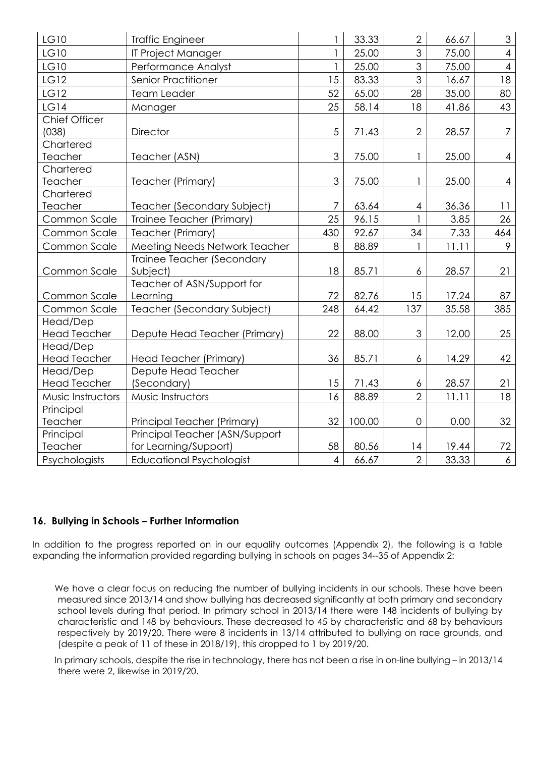| LG10 | Traffic Engineer | 1 | 33.33 | 2 | 66.67 | 3 |
|---|---|---|---|---|---|---|
| LG10 | IT Project Manager | 1 | 25.00 | 3 | 75.00 | 4 |
| LG10 | Performance Analyst | 1 | 25.00 | 3 | 75.00 | 4 |
| LG12 | Senior Practitioner | 15 | 83.33 | 3 | 16.67 | 18 |
| LG12 | Team Leader | 52 | 65.00 | 28 | 35.00 | 80 |
| LG14 | Manager | 25 | 58.14 | 18 | 41.86 | 43 |
| Chief Officer (038) | Director | 5 | 71.43 | 2 | 28.57 | 7 |
| Chartered Teacher | Teacher (ASN) | 3 | 75.00 | 1 | 25.00 | 4 |
| Chartered Teacher | Teacher (Primary) | 3 | 75.00 | 1 | 25.00 | 4 |
| Chartered Teacher | Teacher (Secondary Subject) | 7 | 63.64 | 4 | 36.36 | 11 |
| Common Scale | Trainee Teacher (Primary) | 25 | 96.15 | 1 | 3.85 | 26 |
| Common Scale | Teacher (Primary) | 430 | 92.67 | 34 | 7.33 | 464 |
| Common Scale | Meeting Needs Network Teacher | 8 | 88.89 | 1 | 11.11 | 9 |
| Common Scale | Trainee Teacher (Secondary Subject) | 18 | 85.71 | 6 | 28.57 | 21 |
| Common Scale | Teacher of ASN/Support for Learning | 72 | 82.76 | 15 | 17.24 | 87 |
| Common Scale | Teacher (Secondary Subject) | 248 | 64.42 | 137 | 35.58 | 385 |
| Head/Dep Head Teacher | Depute Head Teacher (Primary) | 22 | 88.00 | 3 | 12.00 | 25 |
| Head/Dep Head Teacher | Head Teacher (Primary) | 36 | 85.71 | 6 | 14.29 | 42 |
| Head/Dep Head Teacher | Depute Head Teacher (Secondary) | 15 | 71.43 | 6 | 28.57 | 21 |
| Music Instructors | Music Instructors | 16 | 88.89 | 2 | 11.11 | 18 |
| Principal Teacher | Principal Teacher (Primary) | 32 | 100.00 | 0 | 0.00 | 32 |
| Principal Teacher | Principal Teacher (ASN/Support for Learning/Support) | 58 | 80.56 | 14 | 19.44 | 72 |
| Psychologists | Educational Psychologist | 4 | 66.67 | 2 | 33.33 | 6 |

## 16. Bullying in Schools – Further Information

In addition to the progress reported on in our equality outcomes (Appendix 2), the following is a table expanding the information provided regarding bullying in schools on pages 34--35 of Appendix 2:

We have a clear focus on reducing the number of bullying incidents in our schools. These have been measured since 2013/14 and show bullying has decreased significantly at both primary and secondary school levels during that period. In primary school in 2013/14 there were 148 incidents of bullying by characteristic and 148 by behaviours. These decreased to 45 by characteristic and 68 by behaviours respectively by 2019/20. There were 8 incidents in 13/14 attributed to bullying on race grounds, and (despite a peak of 11 of these in 2018/19), this dropped to 1 by 2019/20.

In primary schools, despite the rise in technology, there has not been a rise in on-line bullying – in 2013/14 there were 2, likewise in 2019/20.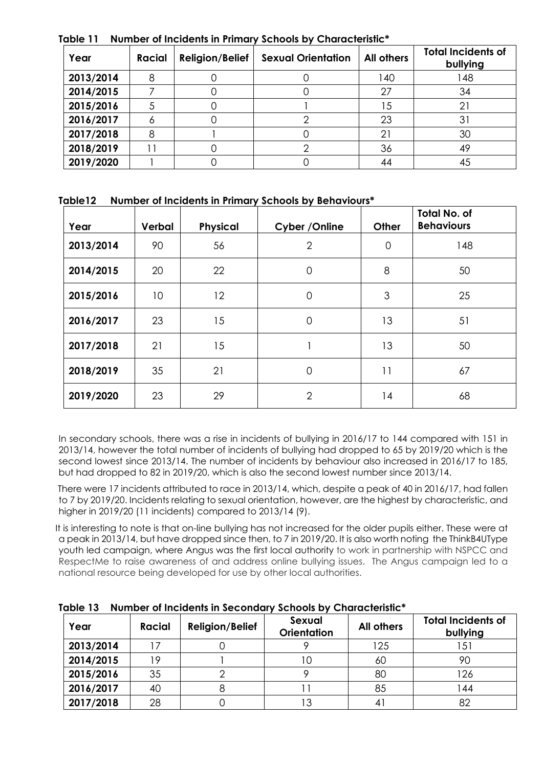**Table 11 Number of Incidents in Primary Schools by Characteristic***

| Year | Racial | Religion/Belief | Sexual Orientation | All others | Total Incidents of bullying |
|---|---|---|---|---|---|
| 2013/2014 | 8 | 0 | 0 | 140 | 148 |
| 2014/2015 | 7 | 0 | 0 | 27 | 34 |
| 2015/2016 | 5 | 0 | 1 | 15 | 21 |
| 2016/2017 | 6 | 0 | 2 | 23 | 31 |
| 2017/2018 | 8 | 1 | 0 | 21 | 30 |
| 2018/2019 | 11 | 0 | 2 | 36 | 49 |
| 2019/2020 | 1 | 0 | 0 | 44 | 45 |

**Table12 Number of Incidents in Primary Schools by Behaviours***

| Year | Verbal | Physical | Cyber /Online | Other | Total No. of Behaviours |
|---|---|---|---|---|---|
| 2013/2014 | 90 | 56 | 2 | 0 | 148 |
| 2014/2015 | 20 | 22 | 0 | 8 | 50 |
| 2015/2016 | 10 | 12 | 0 | 3 | 25 |
| 2016/2017 | 23 | 15 | 0 | 13 | 51 |
| 2017/2018 | 21 | 15 | 1 | 13 | 50 |
| 2018/2019 | 35 | 21 | 0 | 11 | 67 |
| 2019/2020 | 23 | 29 | 2 | 14 | 68 |

In secondary schools, there was a rise in incidents of bullying in 2016/17 to 144 compared with 151 in 2013/14, however the total number of incidents of bullying had dropped to 65 by 2019/20 which is the second lowest since 2013/14. The number of incidents by behaviour also increased in 2016/17 to 185, but had dropped to 82 in 2019/20, which is also the second lowest number since 2013/14.

There were 17 incidents attributed to race in 2013/14, which, despite a peak of 40 in 2016/17, had fallen to 7 by 2019/20. Incidents relating to sexual orientation, however, are the highest by characteristic, and higher in 2019/20 (11 incidents) compared to 2013/14 (9).

It is interesting to note is that on-line bullying has not increased for the older pupils either. These were at a peak in 2013/14, but have dropped since then, to 7 in 2019/20. It is also worth noting the ThinkB4UType youth led campaign, where Angus was the first local authority to work in partnership with NSPCC and RespectMe to raise awareness of and address online bullying issues. The Angus campaign led to a national resource being developed for use by other local authorities.

**Table 13 Number of Incidents in Secondary Schools by Characteristic***

| Year | Racial | Religion/Belief | Sexual Orientation | All others | Total Incidents of bullying |
|---|---|---|---|---|---|
| 2013/2014 | 17 | 0 | 9 | 125 | 151 |
| 2014/2015 | 19 | 1 | 10 | 60 | 90 |
| 2015/2016 | 35 | 2 | 9 | 80 | 126 |
| 2016/2017 | 40 | 8 | 11 | 85 | 144 |
| 2017/2018 | 28 | 0 | 13 | 41 | 82 |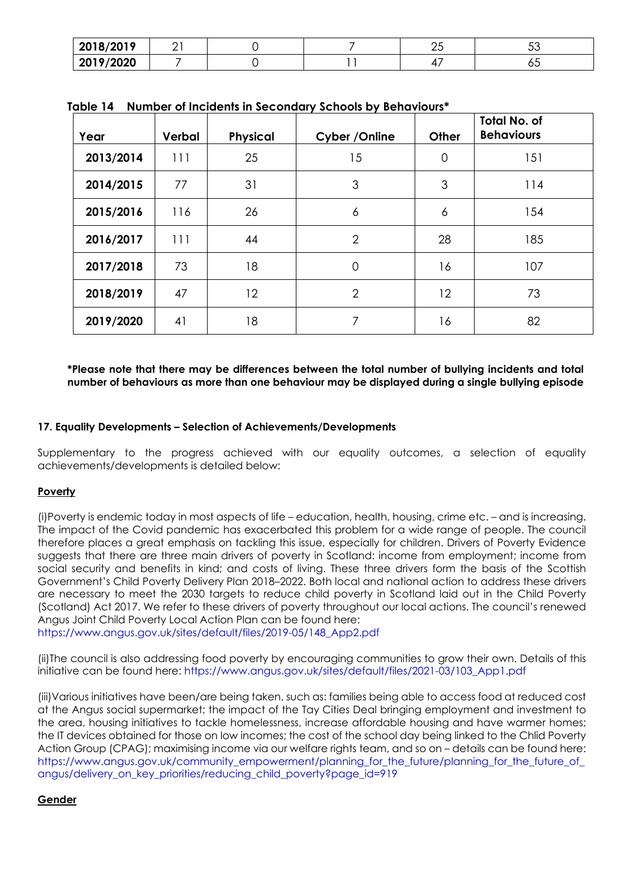| 2018/2019 | 21 | 0 | 7 | 25 | 53 |
|---|---|---|---|---|---|
| 2019/2020 | 7 | 0 | 11 | 47 | 65 |

**Table 14 Number of Incidents in Secondary Schools by Behaviours***

| Year | Verbal | Physical | Cyber /Online | Other | Total No. of Behaviours |
|---|---|---|---|---|---|
| 2013/2014 | 111 | 25 | 15 | 0 | 151 |
| 2014/2015 | 77 | 31 | 3 | 3 | 114 |
| 2015/2016 | 116 | 26 | 6 | 6 | 154 |
| 2016/2017 | 111 | 44 | 2 | 28 | 185 |
| 2017/2018 | 73 | 18 | 0 | 16 | 107 |
| 2018/2019 | 47 | 12 | 2 | 12 | 73 |
| 2019/2020 | 41 | 18 | 7 | 16 | 82 |

***Please note that there may be differences between the total number of bullying incidents and total number of behaviours as more than one behaviour may be displayed during a single bullying episode**

### 17. Equality Developments – Selection of Achievements/Developments

Supplementary to the progress achieved with our equality outcomes, a selection of equality achievements/developments is detailed below:

**Poverty**

(i)Poverty is endemic today in most aspects of life – education, health, housing, crime etc. – and is increasing. The impact of the Covid pandemic has exacerbated this problem for a wide range of people. The council therefore places a great emphasis on tackling this issue, especially for children. Drivers of Poverty Evidence suggests that there are three main drivers of poverty in Scotland: income from employment; income from social security and benefits in kind; and costs of living. These three drivers form the basis of the Scottish Government's Child Poverty Delivery Plan 2018–2022. Both local and national action to address these drivers are necessary to meet the 2030 targets to reduce child poverty in Scotland laid out in the Child Poverty (Scotland) Act 2017. We refer to these drivers of poverty throughout our local actions. The council's renewed Angus Joint Child Poverty Local Action Plan can be found here:
https://www.angus.gov.uk/sites/default/files/2019-05/148_App2.pdf

(ii)The council is also addressing food poverty by encouraging communities to grow their own. Details of this initiative can be found here: https://www.angus.gov.uk/sites/default/files/2021-03/103_App1.pdf

(iii)Various initiatives have been/are being taken, such as: families being able to access food at reduced cost at the Angus social supermarket; the impact of the Tay Cities Deal bringing employment and investment to the area, housing initiatives to tackle homelessness, increase affordable housing and have warmer homes; the IT devices obtained for those on low incomes; the cost of the school day being linked to the Chlid Poverty Action Group (CPAG); maximising income via our welfare rights team, and so on – details can be found here: https://www.angus.gov.uk/community_empowerment/planning_for_the_future/planning_for_the_future_of_angus/delivery_on_key_priorities/reducing_child_poverty?page_id=919

**Gender**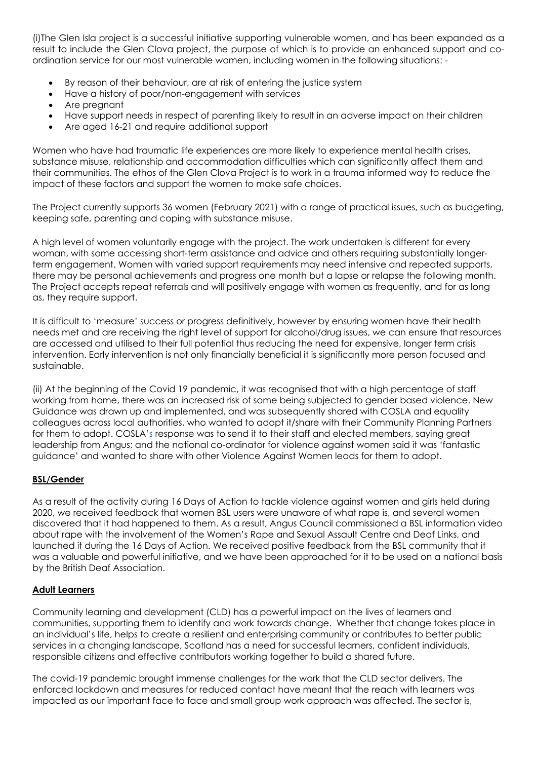(i)The Glen Isla project is a successful initiative supporting vulnerable women, and has been expanded as a result to include the Glen Clova project, the purpose of which is to provide an enhanced support and co-ordination service for our most vulnerable women, including women in the following situations: -

- By reason of their behaviour, are at risk of entering the justice system
- Have a history of poor/non-engagement with services
- Are pregnant
- Have support needs in respect of parenting likely to result in an adverse impact on their children
- Are aged 16-21 and require additional support

Women who have had traumatic life experiences are more likely to experience mental health crises, substance misuse, relationship and accommodation difficulties which can significantly affect them and their communities. The ethos of the Glen Clova Project is to work in a trauma informed way to reduce the impact of these factors and support the women to make safe choices.

The Project currently supports 36 women (February 2021) with a range of practical issues, such as budgeting, keeping safe, parenting and coping with substance misuse.

A high level of women voluntarily engage with the project. The work undertaken is different for every woman, with some accessing short-term assistance and advice and others requiring substantially longer-term engagement. Women with varied support requirements may need intensive and repeated supports, there may be personal achievements and progress one month but a lapse or relapse the following month. The Project accepts repeat referrals and will positively engage with women as frequently, and for as long as, they require support.

It is difficult to 'measure' success or progress definitively, however by ensuring women have their health needs met and are receiving the right level of support for alcohol/drug issues, we can ensure that resources are accessed and utilised to their full potential thus reducing the need for expensive, longer term crisis intervention. Early intervention is not only financially beneficial it is significantly more person focused and sustainable.

(ii) At the beginning of the Covid 19 pandemic, it was recognised that with a high percentage of staff working from home, there was an increased risk of some being subjected to gender based violence. New Guidance was drawn up and implemented, and was subsequently shared with COSLA and equality colleagues across local authorities, who wanted to adopt it/share with their Community Planning Partners for them to adopt. COSLA's response was to send it to their staff and elected members, saying great leadership from Angus; and the national co-ordinator for violence against women said it was 'fantastic guidance' and wanted to share with other Violence Against Women leads for them to adopt.

**BSL/Gender**

As a result of the activity during 16 Days of Action to tackle violence against women and girls held during 2020, we received feedback that women BSL users were unaware of what rape is, and several women discovered that it had happened to them. As a result, Angus Council commissioned a BSL information video about rape with the involvement of the Women's Rape and Sexual Assault Centre and Deaf Links, and launched it during the 16 Days of Action. We received positive feedback from the BSL community that it was a valuable and powerful initiative, and we have been approached for it to be used on a national basis by the British Deaf Association.

**Adult Learners**

Community learning and development (CLD) has a powerful impact on the lives of learners and communities, supporting them to identify and work towards change. Whether that change takes place in an individual's life, helps to create a resilient and enterprising community or contributes to better public services in a changing landscape, Scotland has a need for successful learners, confident individuals, responsible citizens and effective contributors working together to build a shared future.

The covid-19 pandemic brought immense challenges for the work that the CLD sector delivers. The enforced lockdown and measures for reduced contact have meant that the reach with learners was impacted as our important face to face and small group work approach was affected. The sector is,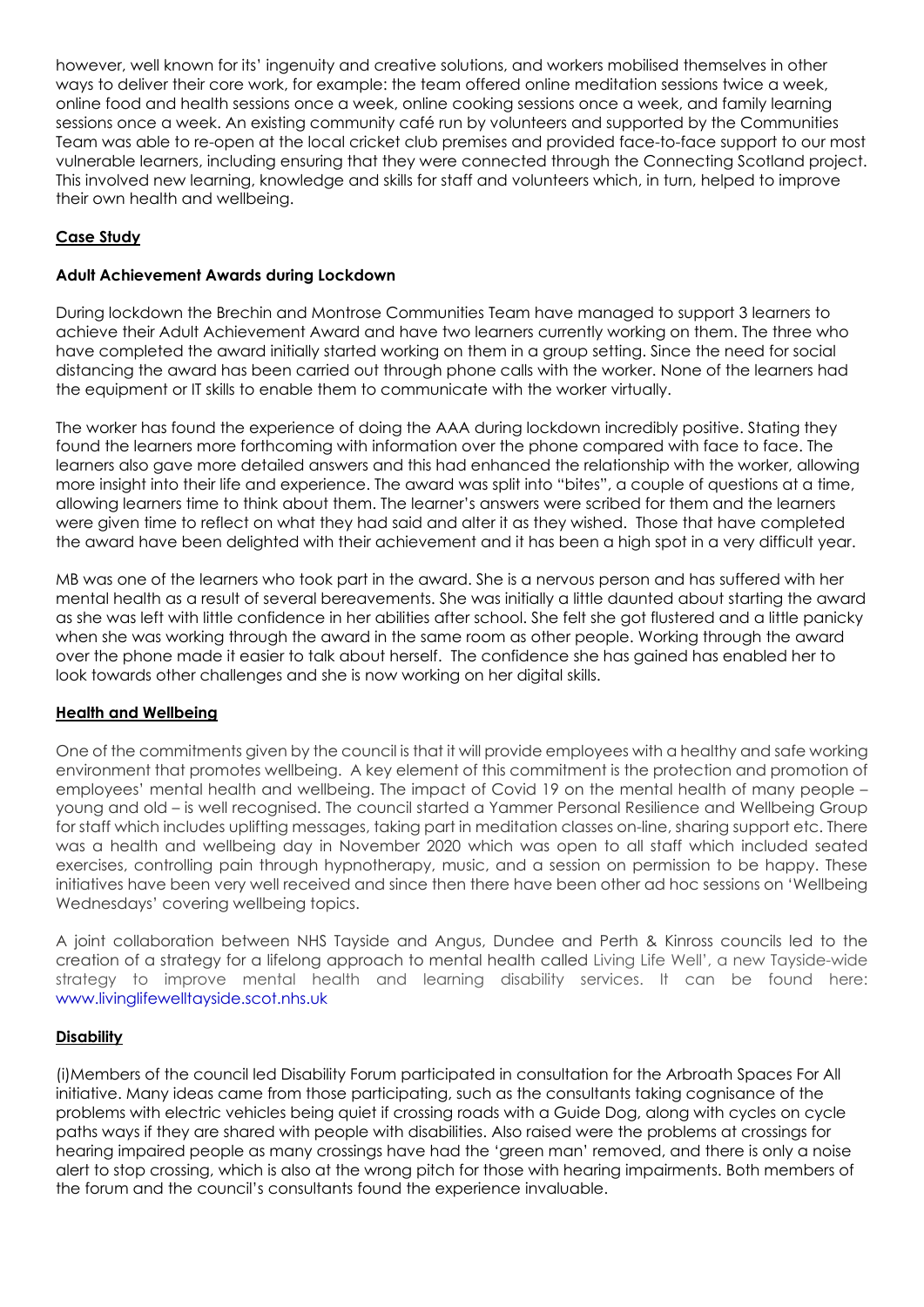however, well known for its' ingenuity and creative solutions, and workers mobilised themselves in other ways to deliver their core work, for example: the team offered online meditation sessions twice a week, online food and health sessions once a week, online cooking sessions once a week, and family learning sessions once a week. An existing community café run by volunteers and supported by the Communities Team was able to re-open at the local cricket club premises and provided face-to-face support to our most vulnerable learners, including ensuring that they were connected through the Connecting Scotland project. This involved new learning, knowledge and skills for staff and volunteers which, in turn, helped to improve their own health and wellbeing.

**Case Study**

**Adult Achievement Awards during Lockdown**

During lockdown the Brechin and Montrose Communities Team have managed to support 3 learners to achieve their Adult Achievement Award and have two learners currently working on them. The three who have completed the award initially started working on them in a group setting. Since the need for social distancing the award has been carried out through phone calls with the worker. None of the learners had the equipment or IT skills to enable them to communicate with the worker virtually.

The worker has found the experience of doing the AAA during lockdown incredibly positive. Stating they found the learners more forthcoming with information over the phone compared with face to face. The learners also gave more detailed answers and this had enhanced the relationship with the worker, allowing more insight into their life and experience. The award was split into "bites", a couple of questions at a time, allowing learners time to think about them. The learner's answers were scribed for them and the learners were given time to reflect on what they had said and alter it as they wished. Those that have completed the award have been delighted with their achievement and it has been a high spot in a very difficult year.

MB was one of the learners who took part in the award. She is a nervous person and has suffered with her mental health as a result of several bereavements. She was initially a little daunted about starting the award as she was left with little confidence in her abilities after school. She felt she got flustered and a little panicky when she was working through the award in the same room as other people. Working through the award over the phone made it easier to talk about herself. The confidence she has gained has enabled her to look towards other challenges and she is now working on her digital skills.

**Health and Wellbeing**

One of the commitments given by the council is that it will provide employees with a healthy and safe working environment that promotes wellbeing. A key element of this commitment is the protection and promotion of employees' mental health and wellbeing. The impact of Covid 19 on the mental health of many people – young and old – is well recognised. The council started a Yammer Personal Resilience and Wellbeing Group for staff which includes uplifting messages, taking part in meditation classes on-line, sharing support etc. There was a health and wellbeing day in November 2020 which was open to all staff which included seated exercises, controlling pain through hypnotherapy, music, and a session on permission to be happy. These initiatives have been very well received and since then there have been other ad hoc sessions on 'Wellbeing Wednesdays' covering wellbeing topics.

A joint collaboration between NHS Tayside and Angus, Dundee and Perth & Kinross councils led to the creation of a strategy for a lifelong approach to mental health called Living Life Well', a new Tayside-wide strategy to improve mental health and learning disability services. It can be found here: www.livinglifewelltayside.scot.nhs.uk

**Disability**

(i)Members of the council led Disability Forum participated in consultation for the Arbroath Spaces For All initiative. Many ideas came from those participating, such as the consultants taking cognisance of the problems with electric vehicles being quiet if crossing roads with a Guide Dog, along with cycles on cycle paths ways if they are shared with people with disabilities. Also raised were the problems at crossings for hearing impaired people as many crossings have had the 'green man' removed, and there is only a noise alert to stop crossing, which is also at the wrong pitch for those with hearing impairments. Both members of the forum and the council's consultants found the experience invaluable.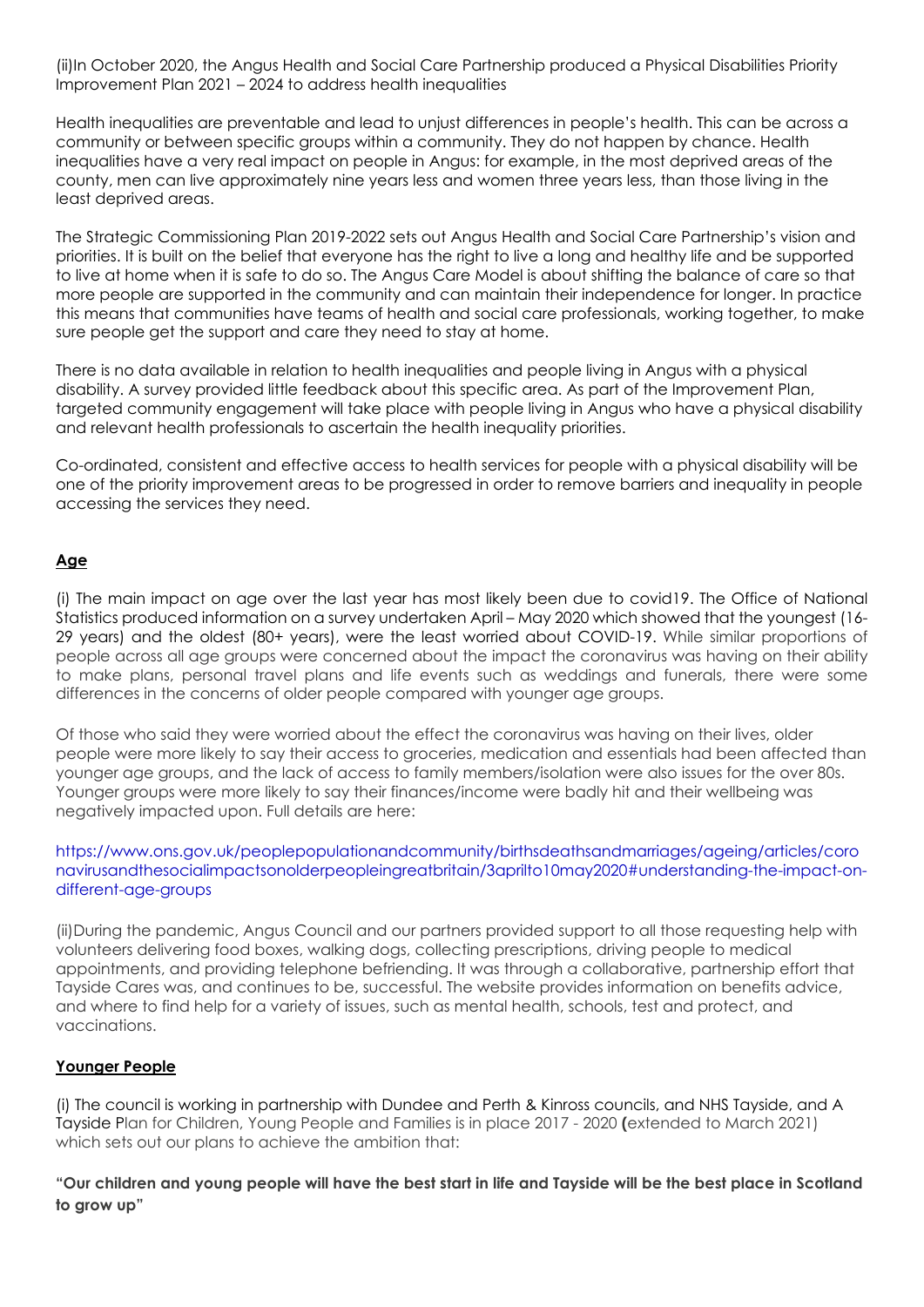(ii)In October 2020, the Angus Health and Social Care Partnership produced a Physical Disabilities Priority Improvement Plan 2021 – 2024 to address health inequalities

Health inequalities are preventable and lead to unjust differences in people's health. This can be across a community or between specific groups within a community. They do not happen by chance. Health inequalities have a very real impact on people in Angus: for example, in the most deprived areas of the county, men can live approximately nine years less and women three years less, than those living in the least deprived areas.

The Strategic Commissioning Plan 2019-2022 sets out Angus Health and Social Care Partnership's vision and priorities. It is built on the belief that everyone has the right to live a long and healthy life and be supported to live at home when it is safe to do so. The Angus Care Model is about shifting the balance of care so that more people are supported in the community and can maintain their independence for longer. In practice this means that communities have teams of health and social care professionals, working together, to make sure people get the support and care they need to stay at home.

There is no data available in relation to health inequalities and people living in Angus with a physical disability. A survey provided little feedback about this specific area. As part of the Improvement Plan, targeted community engagement will take place with people living in Angus who have a physical disability and relevant health professionals to ascertain the health inequality priorities.

Co-ordinated, consistent and effective access to health services for people with a physical disability will be one of the priority improvement areas to be progressed in order to remove barriers and inequality in people accessing the services they need.

**Age**

(i) The main impact on age over the last year has most likely been due to covid19. The Office of National Statistics produced information on a survey undertaken April – May 2020 which showed that the youngest (16-29 years) and the oldest (80+ years), were the least worried about COVID-19. While similar proportions of people across all age groups were concerned about the impact the coronavirus was having on their ability to make plans, personal travel plans and life events such as weddings and funerals, there were some differences in the concerns of older people compared with younger age groups.

Of those who said they were worried about the effect the coronavirus was having on their lives, older people were more likely to say their access to groceries, medication and essentials had been affected than younger age groups, and the lack of access to family members/isolation were also issues for the over 80s. Younger groups were more likely to say their finances/income were badly hit and their wellbeing was negatively impacted upon. Full details are here:

https://www.ons.gov.uk/peoplepopulationandcommunity/birthsdeathsandmarriages/ageing/articles/coronavirusandthesocialimpactsonolderpeopleingreatbritain/3aprilto10may2020#understanding-the-impact-on-different-age-groups

(ii)During the pandemic, Angus Council and our partners provided support to all those requesting help with volunteers delivering food boxes, walking dogs, collecting prescriptions, driving people to medical appointments, and providing telephone befriending. It was through a collaborative, partnership effort that Tayside Cares was, and continues to be, successful. The website provides information on benefits advice, and where to find help for a variety of issues, such as mental health, schools, test and protect, and vaccinations.

**Younger People**

(i) The council is working in partnership with Dundee and Perth & Kinross councils, and NHS Tayside, and A Tayside Plan for Children, Young People and Families is in place 2017 - 2020 (extended to March 2021) which sets out our plans to achieve the ambition that:

**"Our children and young people will have the best start in life and Tayside will be the best place in Scotland to grow up"**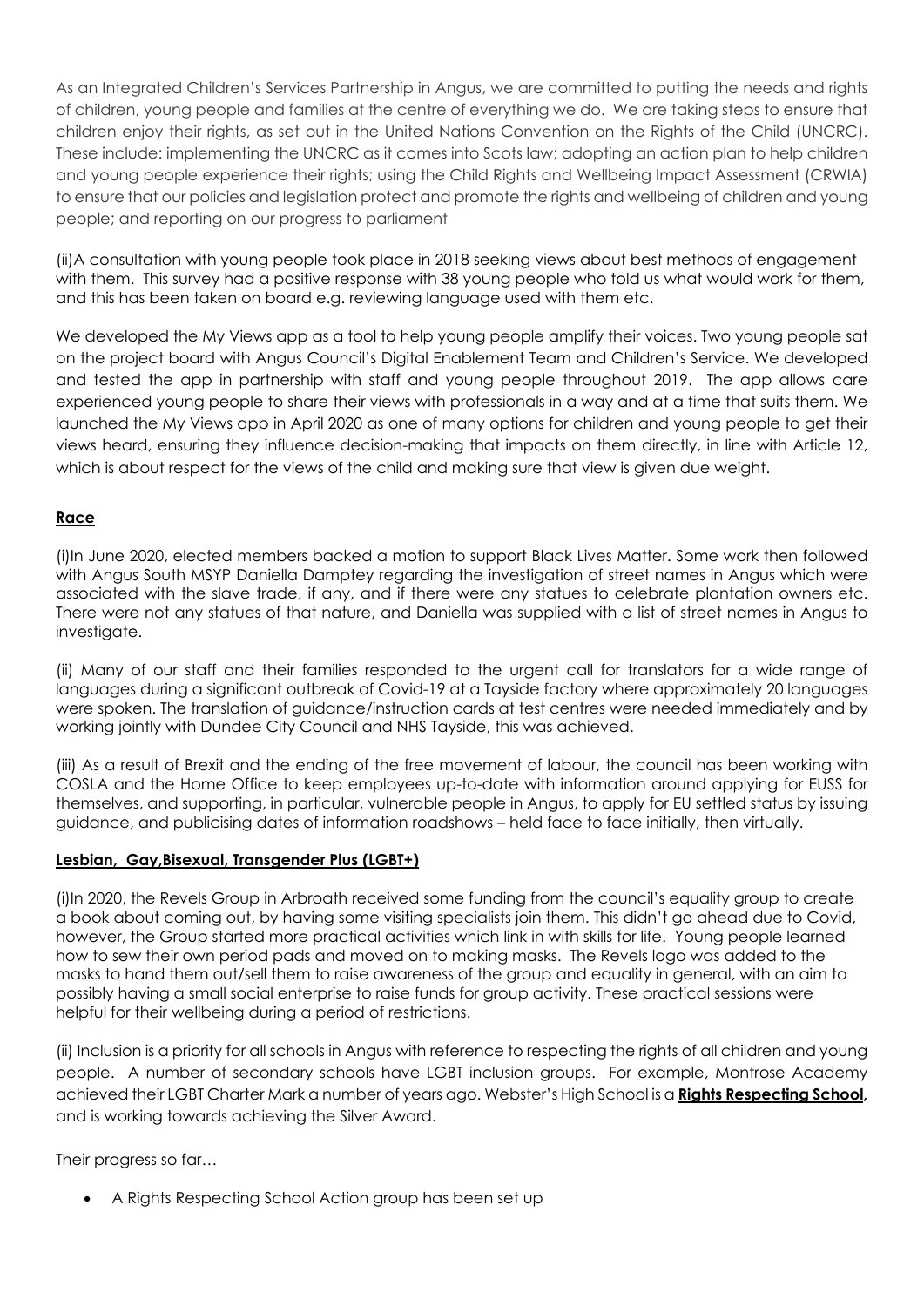As an Integrated Children's Services Partnership in Angus, we are committed to putting the needs and rights of children, young people and families at the centre of everything we do. We are taking steps to ensure that children enjoy their rights, as set out in the United Nations Convention on the Rights of the Child (UNCRC). These include: implementing the UNCRC as it comes into Scots law; adopting an action plan to help children and young people experience their rights; using the Child Rights and Wellbeing Impact Assessment (CRWIA) to ensure that our policies and legislation protect and promote the rights and wellbeing of children and young people; and reporting on our progress to parliament

(ii)A consultation with young people took place in 2018 seeking views about best methods of engagement with them. This survey had a positive response with 38 young people who told us what would work for them, and this has been taken on board e.g. reviewing language used with them etc.

We developed the My Views app as a tool to help young people amplify their voices. Two young people sat on the project board with Angus Council's Digital Enablement Team and Children's Service. We developed and tested the app in partnership with staff and young people throughout 2019. The app allows care experienced young people to share their views with professionals in a way and at a time that suits them. We launched the My Views app in April 2020 as one of many options for children and young people to get their views heard, ensuring they influence decision-making that impacts on them directly, in line with Article 12, which is about respect for the views of the child and making sure that view is given due weight.

**Race**

(i)In June 2020, elected members backed a motion to support Black Lives Matter. Some work then followed with Angus South MSYP Daniella Damptey regarding the investigation of street names in Angus which were associated with the slave trade, if any, and if there were any statues to celebrate plantation owners etc. There were not any statues of that nature, and Daniella was supplied with a list of street names in Angus to investigate.

(ii) Many of our staff and their families responded to the urgent call for translators for a wide range of languages during a significant outbreak of Covid-19 at a Tayside factory where approximately 20 languages were spoken. The translation of guidance/instruction cards at test centres were needed immediately and by working jointly with Dundee City Council and NHS Tayside, this was achieved.

(iii) As a result of Brexit and the ending of the free movement of labour, the council has been working with COSLA and the Home Office to keep employees up-to-date with information around applying for EUSS for themselves, and supporting, in particular, vulnerable people in Angus, to apply for EU settled status by issuing guidance, and publicising dates of information roadshows – held face to face initially, then virtually.

**Lesbian, Gay,Bisexual, Transgender Plus (LGBT+)**

(i)In 2020, the Revels Group in Arbroath received some funding from the council's equality group to create a book about coming out, by having some visiting specialists join them. This didn't go ahead due to Covid, however, the Group started more practical activities which link in with skills for life. Young people learned how to sew their own period pads and moved on to making masks. The Revels logo was added to the masks to hand them out/sell them to raise awareness of the group and equality in general, with an aim to possibly having a small social enterprise to raise funds for group activity. These practical sessions were helpful for their wellbeing during a period of restrictions.

(ii) Inclusion is a priority for all schools in Angus with reference to respecting the rights of all children and young people. A number of secondary schools have LGBT inclusion groups. For example, Montrose Academy achieved their LGBT Charter Mark a number of years ago. Webster's High School is a **Rights Respecting School,** and is working towards achieving the Silver Award.

Their progress so far…

- A Rights Respecting School Action group has been set up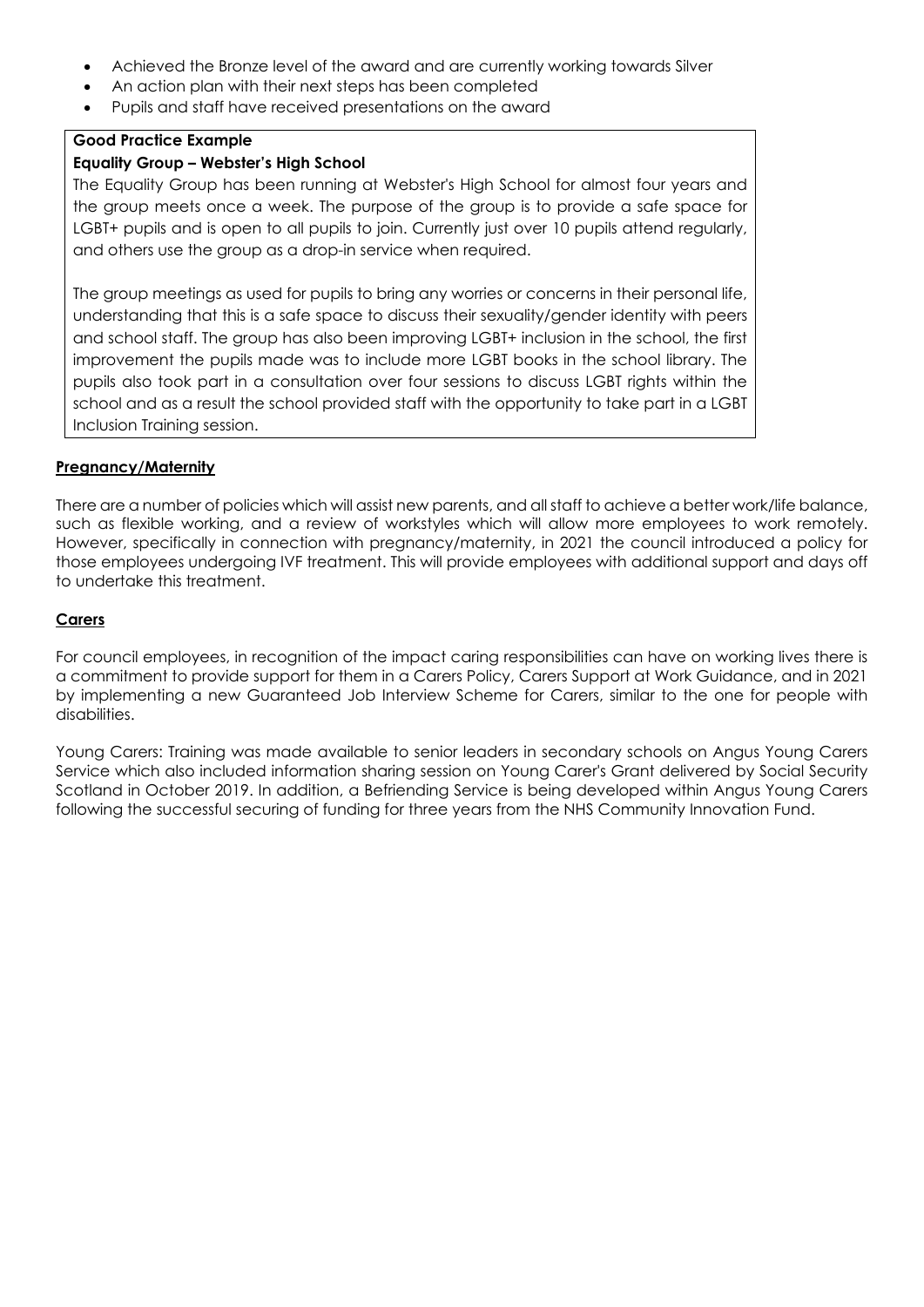- Achieved the Bronze level of the award and are currently working towards Silver
- An action plan with their next steps has been completed
- Pupils and staff have received presentations on the award

**Good Practice Example**

**Equality Group – Webster's High School**

The Equality Group has been running at Webster's High School for almost four years and the group meets once a week. The purpose of the group is to provide a safe space for LGBT+ pupils and is open to all pupils to join. Currently just over 10 pupils attend regularly, and others use the group as a drop-in service when required.

The group meetings as used for pupils to bring any worries or concerns in their personal life, understanding that this is a safe space to discuss their sexuality/gender identity with peers and school staff. The group has also been improving LGBT+ inclusion in the school, the first improvement the pupils made was to include more LGBT books in the school library. The pupils also took part in a consultation over four sessions to discuss LGBT rights within the school and as a result the school provided staff with the opportunity to take part in a LGBT Inclusion Training session.

**Pregnancy/Maternity**

There are a number of policies which will assist new parents, and all staff to achieve a better work/life balance, such as flexible working, and a review of workstyles which will allow more employees to work remotely. However, specifically in connection with pregnancy/maternity, in 2021 the council introduced a policy for those employees undergoing IVF treatment. This will provide employees with additional support and days off to undertake this treatment.

**Carers**

For council employees, in recognition of the impact caring responsibilities can have on working lives there is a commitment to provide support for them in a Carers Policy, Carers Support at Work Guidance, and in 2021 by implementing a new Guaranteed Job Interview Scheme for Carers, similar to the one for people with disabilities.

Young Carers: Training was made available to senior leaders in secondary schools on Angus Young Carers Service which also included information sharing session on Young Carer's Grant delivered by Social Security Scotland in October 2019. In addition, a Befriending Service is being developed within Angus Young Carers following the successful securing of funding for three years from the NHS Community Innovation Fund.